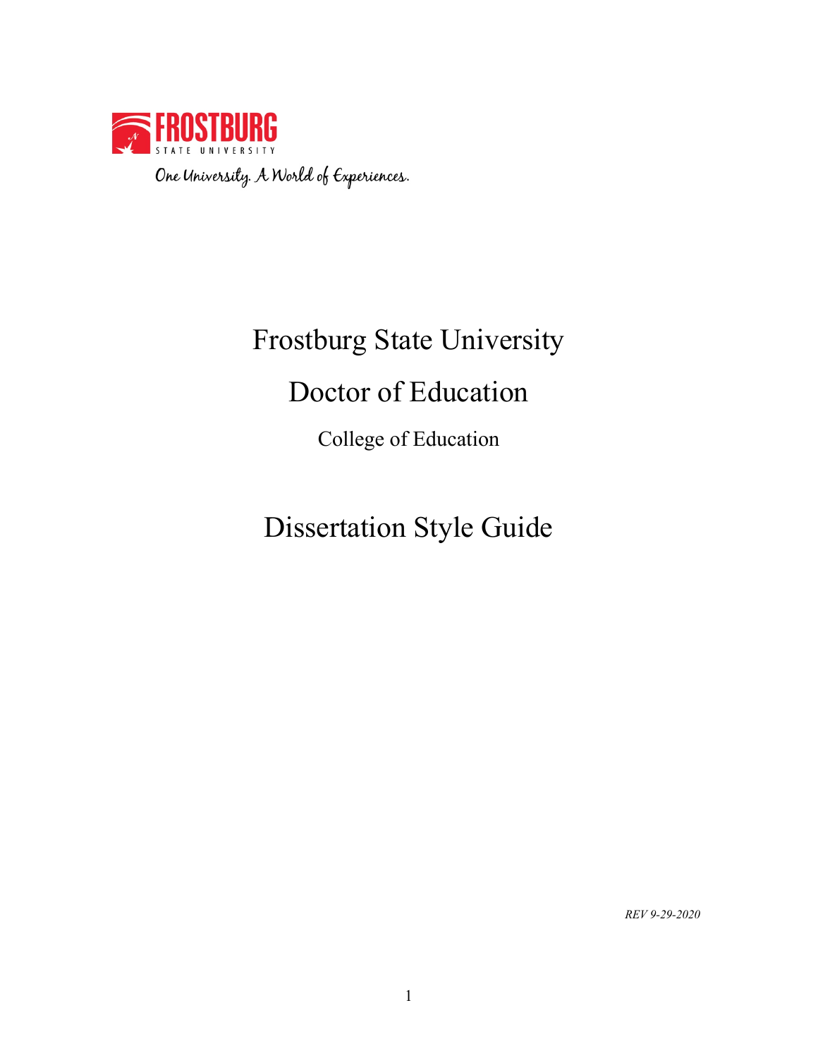FROSTBURG STATE UNIVERSITY

One University. A World of Experiences.

# Frostburg State University

# Doctor of Education

College of Education

# Dissertation Style Guide

*REV 9-29-2020*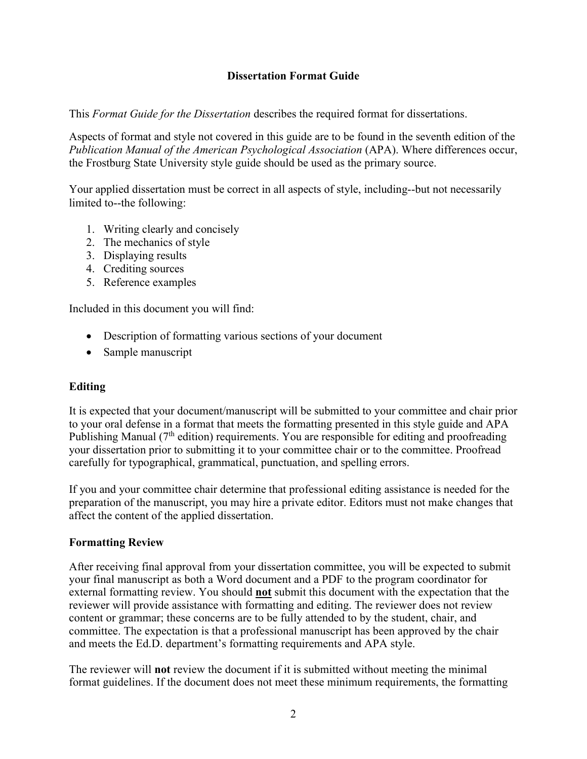# Dissertation Format Guide

This *Format Guide for the Dissertation* describes the required format for dissertations.

Aspects of format and style not covered in this guide are to be found in the seventh edition of the *Publication Manual of the American Psychological Association* (APA). Where differences occur, the Frostburg State University style guide should be used as the primary source.

Your applied dissertation must be correct in all aspects of style, including--but not necessarily limited to--the following:

1. Writing clearly and concisely
2. The mechanics of style
3. Displaying results
4. Crediting sources
5. Reference examples

Included in this document you will find:

- Description of formatting various sections of your document
- Sample manuscript

## Editing

It is expected that your document/manuscript will be submitted to your committee and chair prior to your oral defense in a format that meets the formatting presented in this style guide and APA Publishing Manual (7th edition) requirements. You are responsible for editing and proofreading your dissertation prior to submitting it to your committee chair or to the committee. Proofread carefully for typographical, grammatical, punctuation, and spelling errors.

If you and your committee chair determine that professional editing assistance is needed for the preparation of the manuscript, you may hire a private editor. Editors must not make changes that affect the content of the applied dissertation.

## Formatting Review

After receiving final approval from your dissertation committee, you will be expected to submit your final manuscript as both a Word document and a PDF to the program coordinator for external formatting review. You should ***not*** submit this document with the expectation that the reviewer will provide assistance with formatting and editing. The reviewer does not review content or grammar; these concerns are to be fully attended to by the student, chair, and committee. The expectation is that a professional manuscript has been approved by the chair and meets the Ed.D. department's formatting requirements and APA style.

The reviewer will **not** review the document if it is submitted without meeting the minimal format guidelines. If the document does not meet these minimum requirements, the formatting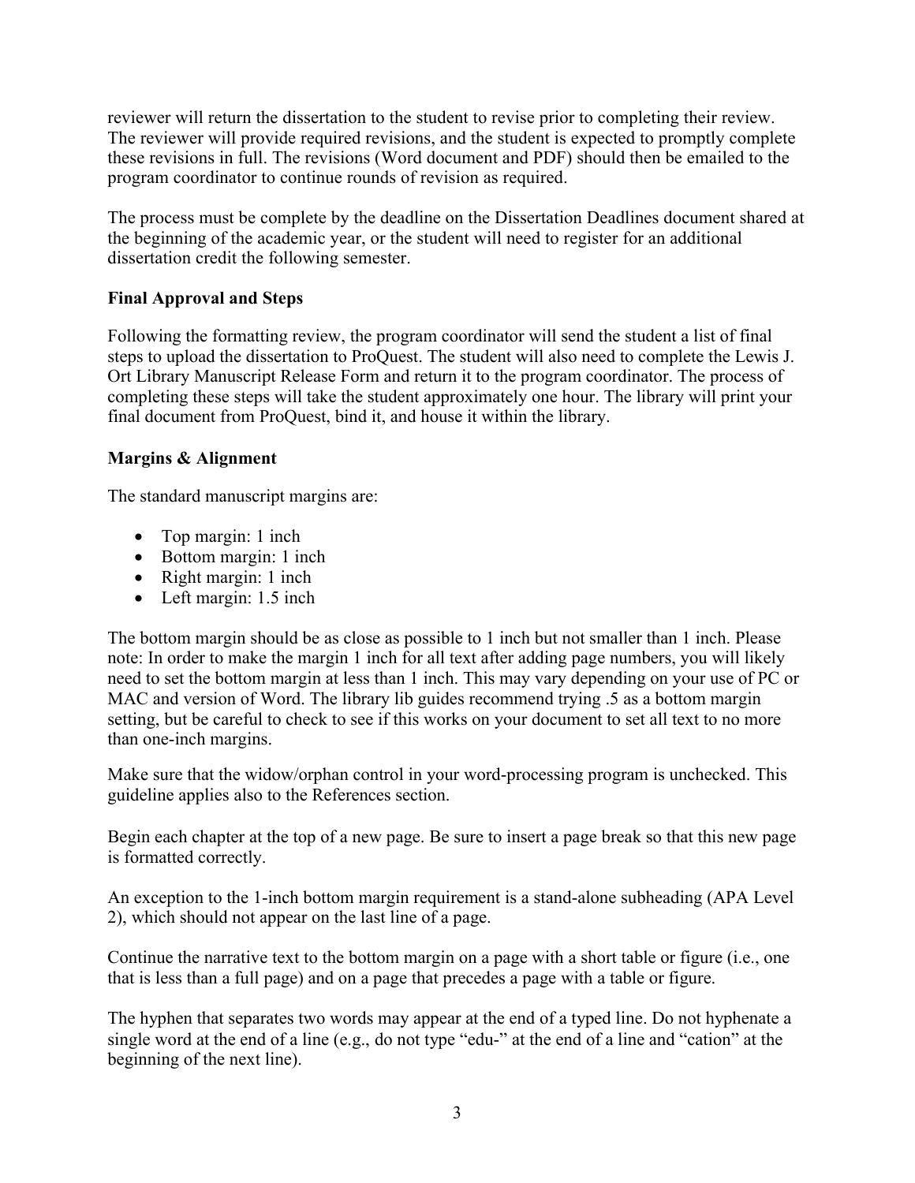reviewer will return the dissertation to the student to revise prior to completing their review. The reviewer will provide required revisions, and the student is expected to promptly complete these revisions in full. The revisions (Word document and PDF) should then be emailed to the program coordinator to continue rounds of revision as required.

The process must be complete by the deadline on the Dissertation Deadlines document shared at the beginning of the academic year, or the student will need to register for an additional dissertation credit the following semester.

**Final Approval and Steps**

Following the formatting review, the program coordinator will send the student a list of final steps to upload the dissertation to ProQuest. The student will also need to complete the Lewis J. Ort Library Manuscript Release Form and return it to the program coordinator. The process of completing these steps will take the student approximately one hour. The library will print your final document from ProQuest, bind it, and house it within the library.

**Margins & Alignment**

The standard manuscript margins are:

- Top margin: 1 inch
- Bottom margin: 1 inch
- Right margin: 1 inch
- Left margin: 1.5 inch

The bottom margin should be as close as possible to 1 inch but not smaller than 1 inch. Please note: In order to make the margin 1 inch for all text after adding page numbers, you will likely need to set the bottom margin at less than 1 inch. This may vary depending on your use of PC or MAC and version of Word. The library lib guides recommend trying .5 as a bottom margin setting, but be careful to check to see if this works on your document to set all text to no more than one-inch margins.

Make sure that the widow/orphan control in your word-processing program is unchecked. This guideline applies also to the References section.

Begin each chapter at the top of a new page. Be sure to insert a page break so that this new page is formatted correctly.

An exception to the 1-inch bottom margin requirement is a stand-alone subheading (APA Level 2), which should not appear on the last line of a page.

Continue the narrative text to the bottom margin on a page with a short table or figure (i.e., one that is less than a full page) and on a page that precedes a page with a table or figure.

The hyphen that separates two words may appear at the end of a typed line. Do not hyphenate a single word at the end of a line (e.g., do not type “edu-” at the end of a line and “cation” at the beginning of the next line).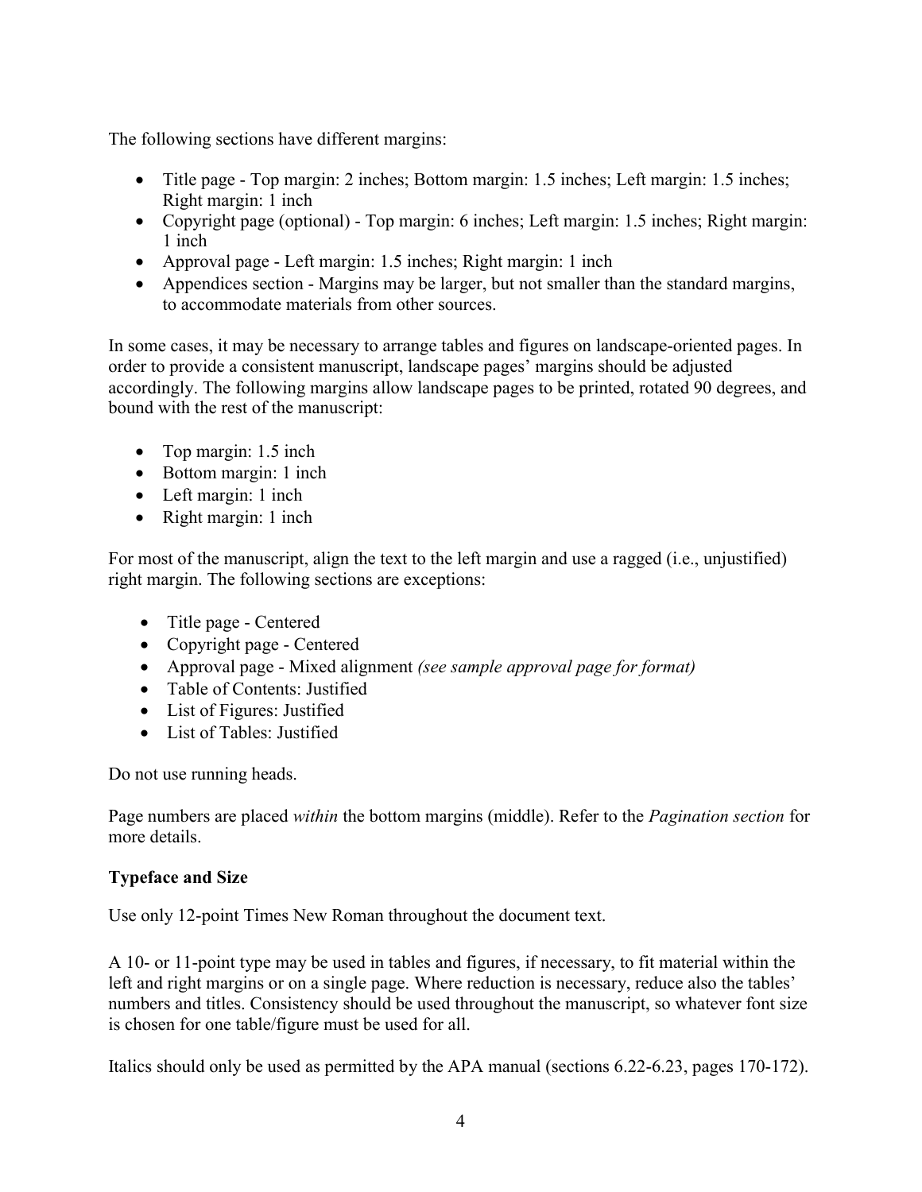The following sections have different margins:

- Title page - Top margin: 2 inches; Bottom margin: 1.5 inches; Left margin: 1.5 inches; Right margin: 1 inch
- Copyright page (optional) - Top margin: 6 inches; Left margin: 1.5 inches; Right margin: 1 inch
- Approval page - Left margin: 1.5 inches; Right margin: 1 inch
- Appendices section - Margins may be larger, but not smaller than the standard margins, to accommodate materials from other sources.

In some cases, it may be necessary to arrange tables and figures on landscape-oriented pages. In order to provide a consistent manuscript, landscape pages' margins should be adjusted accordingly. The following margins allow landscape pages to be printed, rotated 90 degrees, and bound with the rest of the manuscript:

- Top margin: 1.5 inch
- Bottom margin: 1 inch
- Left margin: 1 inch
- Right margin: 1 inch

For most of the manuscript, align the text to the left margin and use a ragged (i.e., unjustified) right margin. The following sections are exceptions:

- Title page - Centered
- Copyright page - Centered
- Approval page - Mixed alignment *(see sample approval page for format)*
- Table of Contents: Justified
- List of Figures: Justified
- List of Tables: Justified

Do not use running heads.

Page numbers are placed *within* the bottom margins (middle). Refer to the *Pagination section* for more details.

**Typeface and Size**

Use only 12-point Times New Roman throughout the document text.

A 10- or 11-point type may be used in tables and figures, if necessary, to fit material within the left and right margins or on a single page. Where reduction is necessary, reduce also the tables' numbers and titles. Consistency should be used throughout the manuscript, so whatever font size is chosen for one table/figure must be used for all.

Italics should only be used as permitted by the APA manual (sections 6.22-6.23, pages 170-172).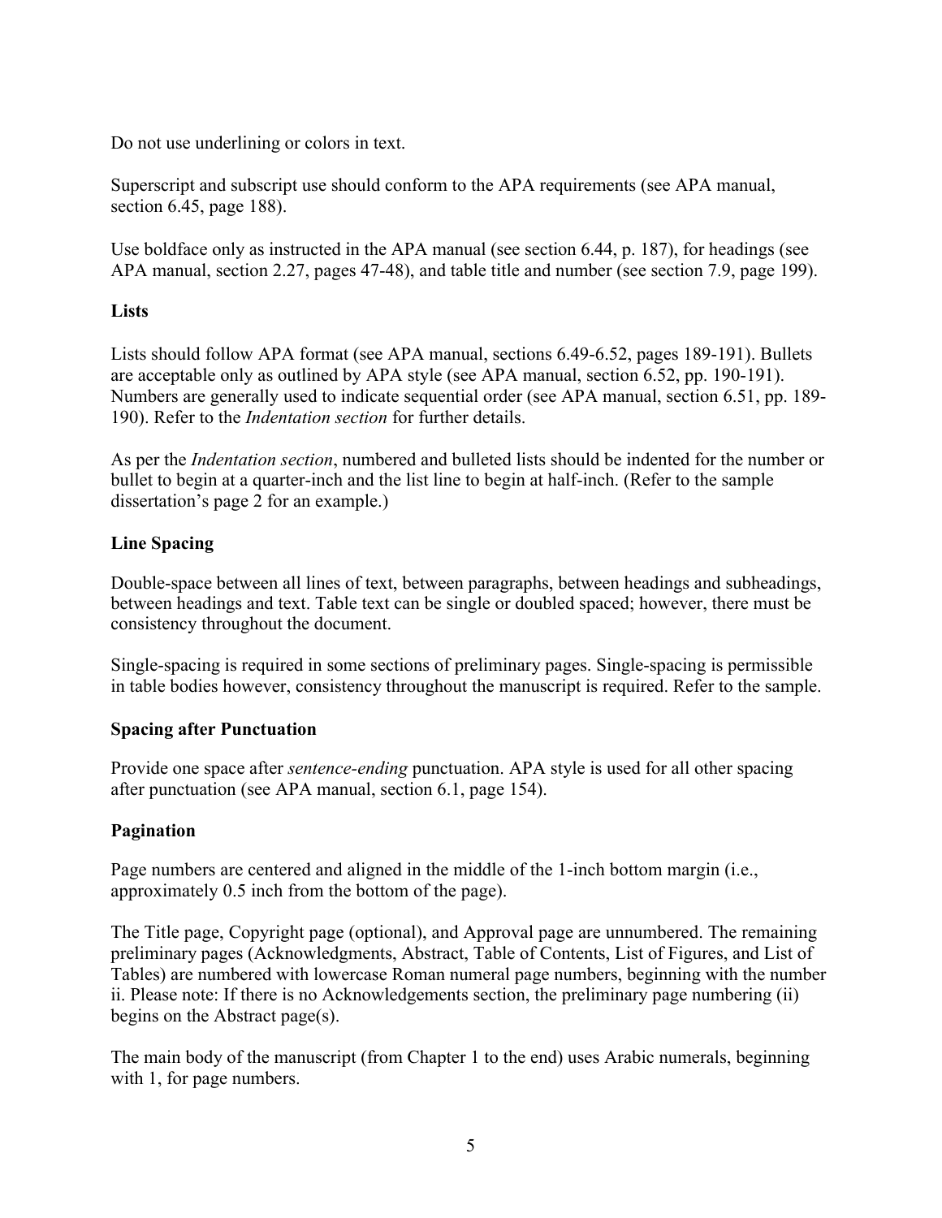Do not use underlining or colors in text.

Superscript and subscript use should conform to the APA requirements (see APA manual, section 6.45, page 188).

Use boldface only as instructed in the APA manual (see section 6.44, p. 187), for headings (see APA manual, section 2.27, pages 47-48), and table title and number (see section 7.9, page 199).

**Lists**

Lists should follow APA format (see APA manual, sections 6.49-6.52, pages 189-191). Bullets are acceptable only as outlined by APA style (see APA manual, section 6.52, pp. 190-191). Numbers are generally used to indicate sequential order (see APA manual, section 6.51, pp. 189-190). Refer to the *Indentation section* for further details.

As per the *Indentation section*, numbered and bulleted lists should be indented for the number or bullet to begin at a quarter-inch and the list line to begin at half-inch. (Refer to the sample dissertation's page 2 for an example.)

**Line Spacing**

Double-space between all lines of text, between paragraphs, between headings and subheadings, between headings and text. Table text can be single or doubled spaced; however, there must be consistency throughout the document.

Single-spacing is required in some sections of preliminary pages. Single-spacing is permissible in table bodies however, consistency throughout the manuscript is required. Refer to the sample.

**Spacing after Punctuation**

Provide one space after *sentence-ending* punctuation. APA style is used for all other spacing after punctuation (see APA manual, section 6.1, page 154).

**Pagination**

Page numbers are centered and aligned in the middle of the 1-inch bottom margin (i.e., approximately 0.5 inch from the bottom of the page).

The Title page, Copyright page (optional), and Approval page are unnumbered. The remaining preliminary pages (Acknowledgments, Abstract, Table of Contents, List of Figures, and List of Tables) are numbered with lowercase Roman numeral page numbers, beginning with the number ii. Please note: If there is no Acknowledgements section, the preliminary page numbering (ii) begins on the Abstract page(s).

The main body of the manuscript (from Chapter 1 to the end) uses Arabic numerals, beginning with 1, for page numbers.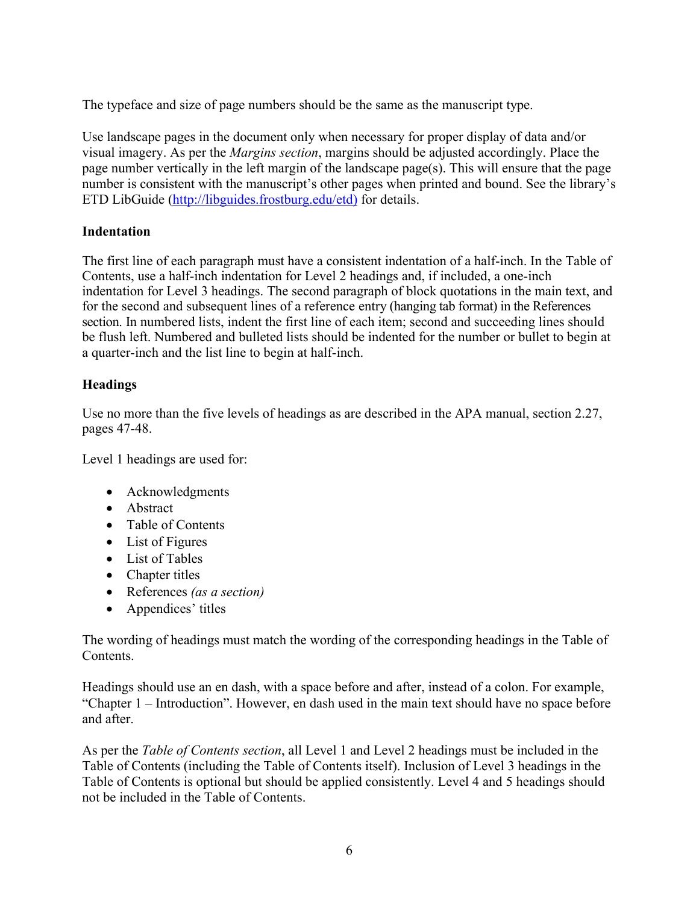The typeface and size of page numbers should be the same as the manuscript type.

Use landscape pages in the document only when necessary for proper display of data and/or visual imagery. As per the *Margins section*, margins should be adjusted accordingly. Place the page number vertically in the left margin of the landscape page(s). This will ensure that the page number is consistent with the manuscript's other pages when printed and bound. See the library's ETD LibGuide (http://libguides.frostburg.edu/etd) for details.

**Indentation**

The first line of each paragraph must have a consistent indentation of a half-inch. In the Table of Contents, use a half-inch indentation for Level 2 headings and, if included, a one-inch indentation for Level 3 headings. The second paragraph of block quotations in the main text, and for the second and subsequent lines of a reference entry (hanging tab format) in the References section. In numbered lists, indent the first line of each item; second and succeeding lines should be flush left. Numbered and bulleted lists should be indented for the number or bullet to begin at a quarter-inch and the list line to begin at half-inch.

**Headings**

Use no more than the five levels of headings as are described in the APA manual, section 2.27, pages 47-48.

Level 1 headings are used for:

- Acknowledgments
- Abstract
- Table of Contents
- List of Figures
- List of Tables
- Chapter titles
- References *(as a section)*
- Appendices' titles

The wording of headings must match the wording of the corresponding headings in the Table of Contents.

Headings should use an en dash, with a space before and after, instead of a colon. For example, "Chapter 1 – Introduction". However, en dash used in the main text should have no space before and after.

As per the *Table of Contents section*, all Level 1 and Level 2 headings must be included in the Table of Contents (including the Table of Contents itself). Inclusion of Level 3 headings in the Table of Contents is optional but should be applied consistently. Level 4 and 5 headings should not be included in the Table of Contents.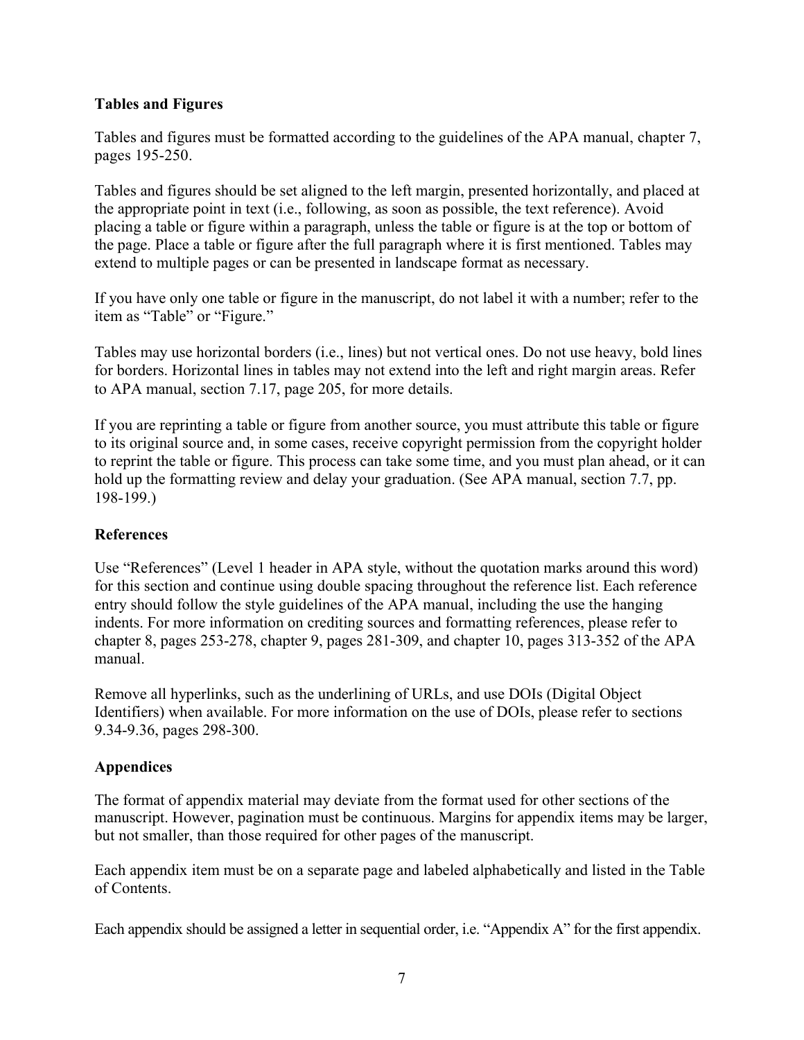## Tables and Figures

Tables and figures must be formatted according to the guidelines of the APA manual, chapter 7, pages 195-250.

Tables and figures should be set aligned to the left margin, presented horizontally, and placed at the appropriate point in text (i.e., following, as soon as possible, the text reference). Avoid placing a table or figure within a paragraph, unless the table or figure is at the top or bottom of the page. Place a table or figure after the full paragraph where it is first mentioned. Tables may extend to multiple pages or can be presented in landscape format as necessary.

If you have only one table or figure in the manuscript, do not label it with a number; refer to the item as "Table" or "Figure."

Tables may use horizontal borders (i.e., lines) but not vertical ones. Do not use heavy, bold lines for borders. Horizontal lines in tables may not extend into the left and right margin areas. Refer to APA manual, section 7.17, page 205, for more details.

If you are reprinting a table or figure from another source, you must attribute this table or figure to its original source and, in some cases, receive copyright permission from the copyright holder to reprint the table or figure. This process can take some time, and you must plan ahead, or it can hold up the formatting review and delay your graduation. (See APA manual, section 7.7, pp. 198-199.)

## References

Use "References" (Level 1 header in APA style, without the quotation marks around this word) for this section and continue using double spacing throughout the reference list. Each reference entry should follow the style guidelines of the APA manual, including the use the hanging indents. For more information on crediting sources and formatting references, please refer to chapter 8, pages 253-278, chapter 9, pages 281-309, and chapter 10, pages 313-352 of the APA manual.

Remove all hyperlinks, such as the underlining of URLs, and use DOIs (Digital Object Identifiers) when available. For more information on the use of DOIs, please refer to sections 9.34-9.36, pages 298-300.

## Appendices

The format of appendix material may deviate from the format used for other sections of the manuscript. However, pagination must be continuous. Margins for appendix items may be larger, but not smaller, than those required for other pages of the manuscript.

Each appendix item must be on a separate page and labeled alphabetically and listed in the Table of Contents.

Each appendix should be assigned a letter in sequential order, i.e. "Appendix A" for the first appendix.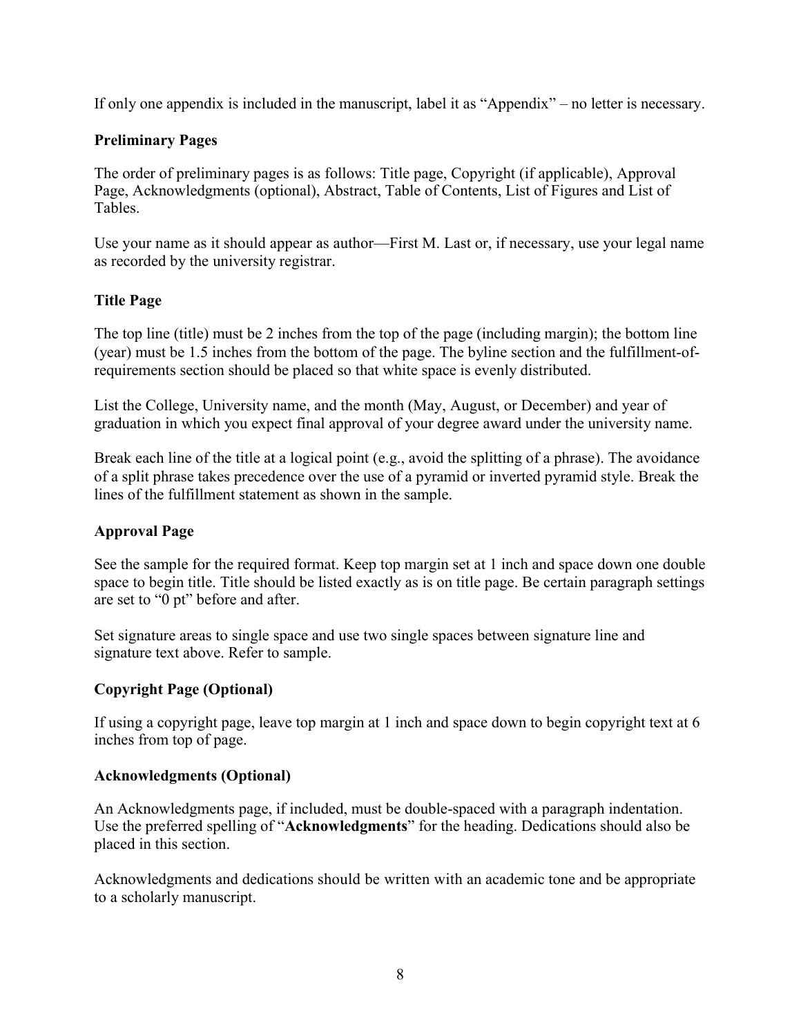If only one appendix is included in the manuscript, label it as "Appendix" – no letter is necessary.

### Preliminary Pages

The order of preliminary pages is as follows: Title page, Copyright (if applicable), Approval Page, Acknowledgments (optional), Abstract, Table of Contents, List of Figures and List of Tables.

Use your name as it should appear as author—First M. Last or, if necessary, use your legal name as recorded by the university registrar.

### Title Page

The top line (title) must be 2 inches from the top of the page (including margin); the bottom line (year) must be 1.5 inches from the bottom of the page. The byline section and the fulfillment-of-requirements section should be placed so that white space is evenly distributed.

List the College, University name, and the month (May, August, or December) and year of graduation in which you expect final approval of your degree award under the university name.

Break each line of the title at a logical point (e.g., avoid the splitting of a phrase). The avoidance of a split phrase takes precedence over the use of a pyramid or inverted pyramid style. Break the lines of the fulfillment statement as shown in the sample.

### Approval Page

See the sample for the required format. Keep top margin set at 1 inch and space down one double space to begin title. Title should be listed exactly as is on title page. Be certain paragraph settings are set to "0 pt" before and after.

Set signature areas to single space and use two single spaces between signature line and signature text above. Refer to sample.

### Copyright Page (Optional)

If using a copyright page, leave top margin at 1 inch and space down to begin copyright text at 6 inches from top of page.

### Acknowledgments (Optional)

An Acknowledgments page, if included, must be double-spaced with a paragraph indentation. Use the preferred spelling of "**Acknowledgments**" for the heading. Dedications should also be placed in this section.

Acknowledgments and dedications should be written with an academic tone and be appropriate to a scholarly manuscript.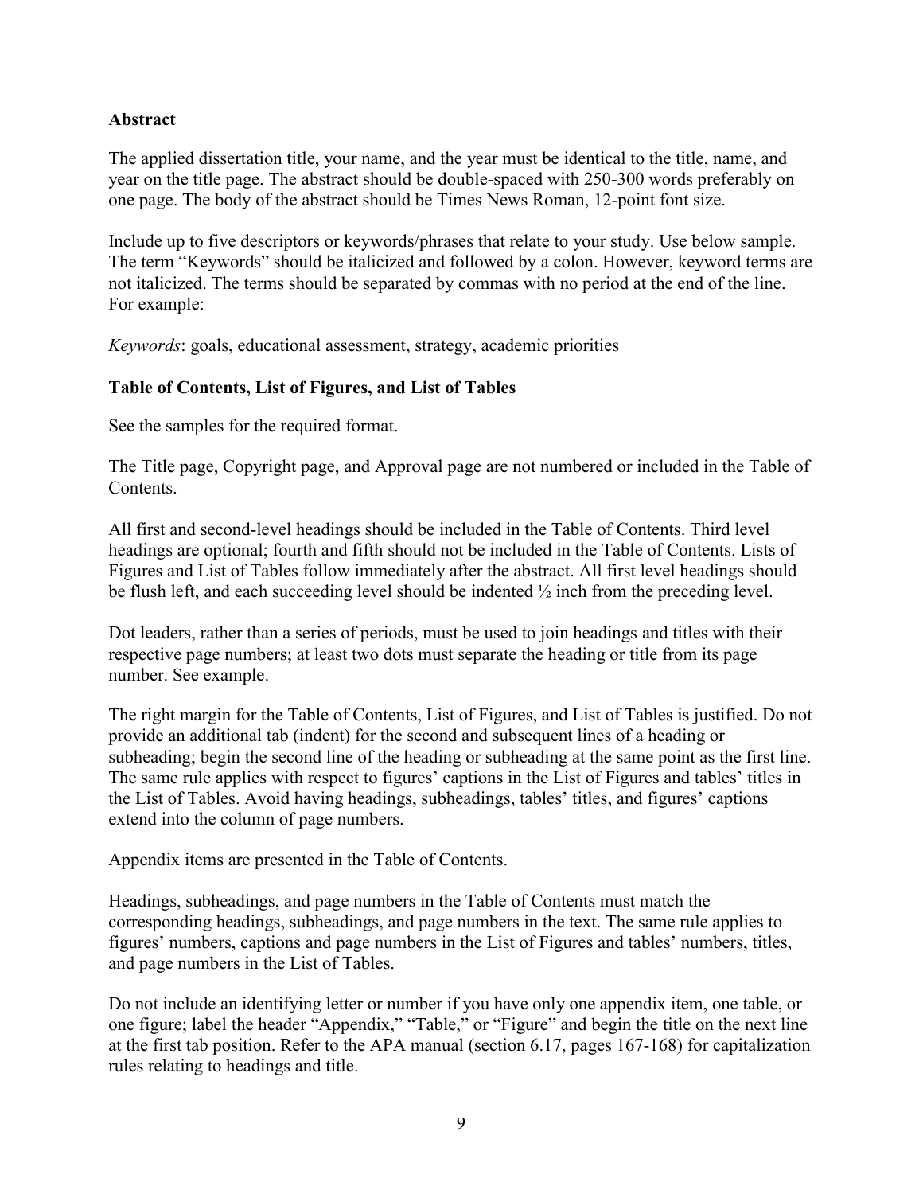**Abstract**

The applied dissertation title, your name, and the year must be identical to the title, name, and year on the title page. The abstract should be double-spaced with 250-300 words preferably on one page. The body of the abstract should be Times News Roman, 12-point font size.

Include up to five descriptors or keywords/phrases that relate to your study. Use below sample. The term "Keywords" should be italicized and followed by a colon. However, keyword terms are not italicized. The terms should be separated by commas with no period at the end of the line. For example:

*Keywords*: goals, educational assessment, strategy, academic priorities

**Table of Contents, List of Figures, and List of Tables**

See the samples for the required format.

The Title page, Copyright page, and Approval page are not numbered or included in the Table of Contents.

All first and second-level headings should be included in the Table of Contents. Third level headings are optional; fourth and fifth should not be included in the Table of Contents. Lists of Figures and List of Tables follow immediately after the abstract. All first level headings should be flush left, and each succeeding level should be indented ½ inch from the preceding level.

Dot leaders, rather than a series of periods, must be used to join headings and titles with their respective page numbers; at least two dots must separate the heading or title from its page number. See example.

The right margin for the Table of Contents, List of Figures, and List of Tables is justified. Do not provide an additional tab (indent) for the second and subsequent lines of a heading or subheading; begin the second line of the heading or subheading at the same point as the first line. The same rule applies with respect to figures' captions in the List of Figures and tables' titles in the List of Tables. Avoid having headings, subheadings, tables' titles, and figures' captions extend into the column of page numbers.

Appendix items are presented in the Table of Contents.

Headings, subheadings, and page numbers in the Table of Contents must match the corresponding headings, subheadings, and page numbers in the text. The same rule applies to figures' numbers, captions and page numbers in the List of Figures and tables' numbers, titles, and page numbers in the List of Tables.

Do not include an identifying letter or number if you have only one appendix item, one table, or one figure; label the header "Appendix," "Table," or "Figure" and begin the title on the next line at the first tab position. Refer to the APA manual (section 6.17, pages 167-168) for capitalization rules relating to headings and title.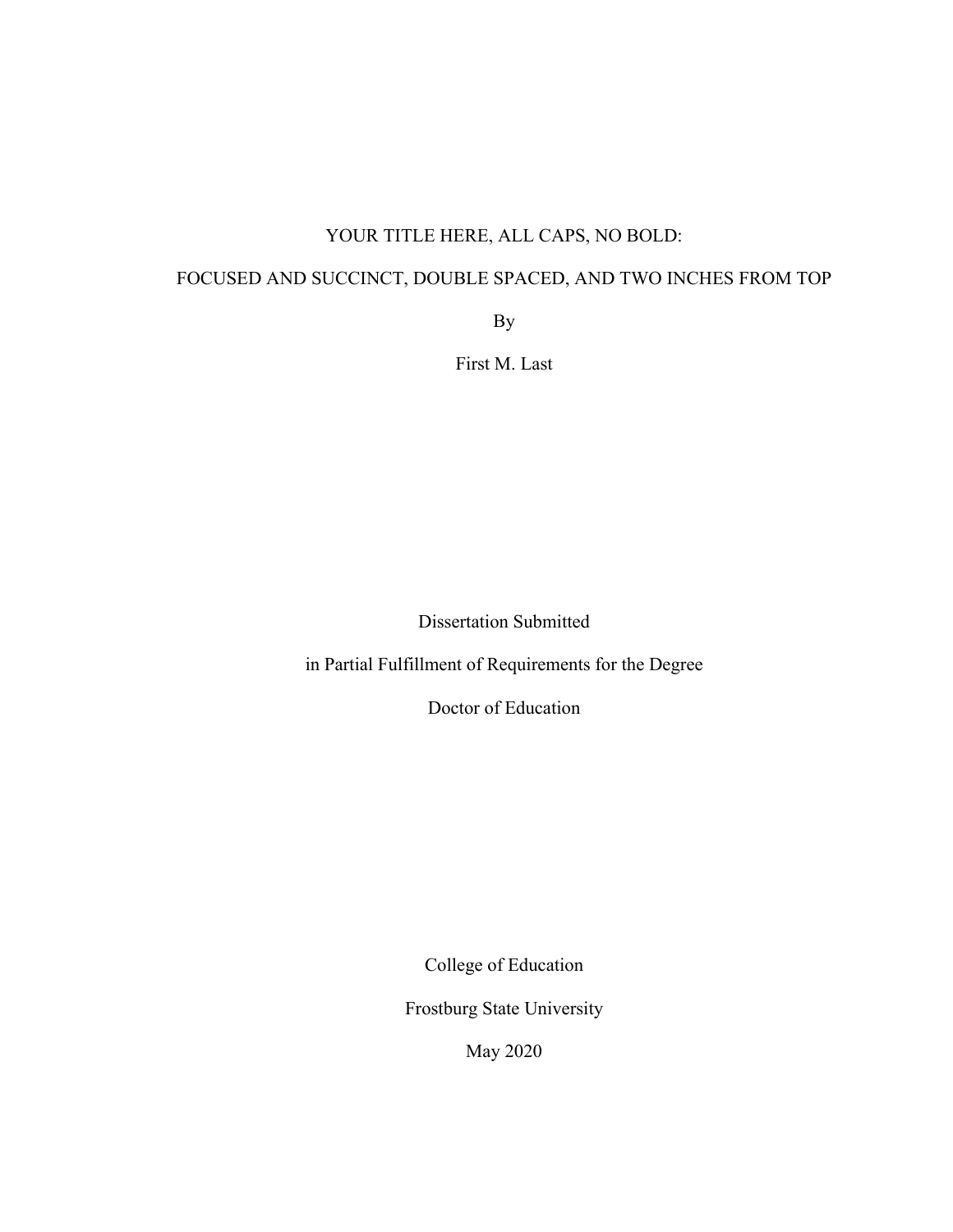YOUR TITLE HERE, ALL CAPS, NO BOLD:

FOCUSED AND SUCCINCT, DOUBLE SPACED, AND TWO INCHES FROM TOP

By

First M. Last

Dissertation Submitted

in Partial Fulfillment of Requirements for the Degree

Doctor of Education

College of Education

Frostburg State University

May 2020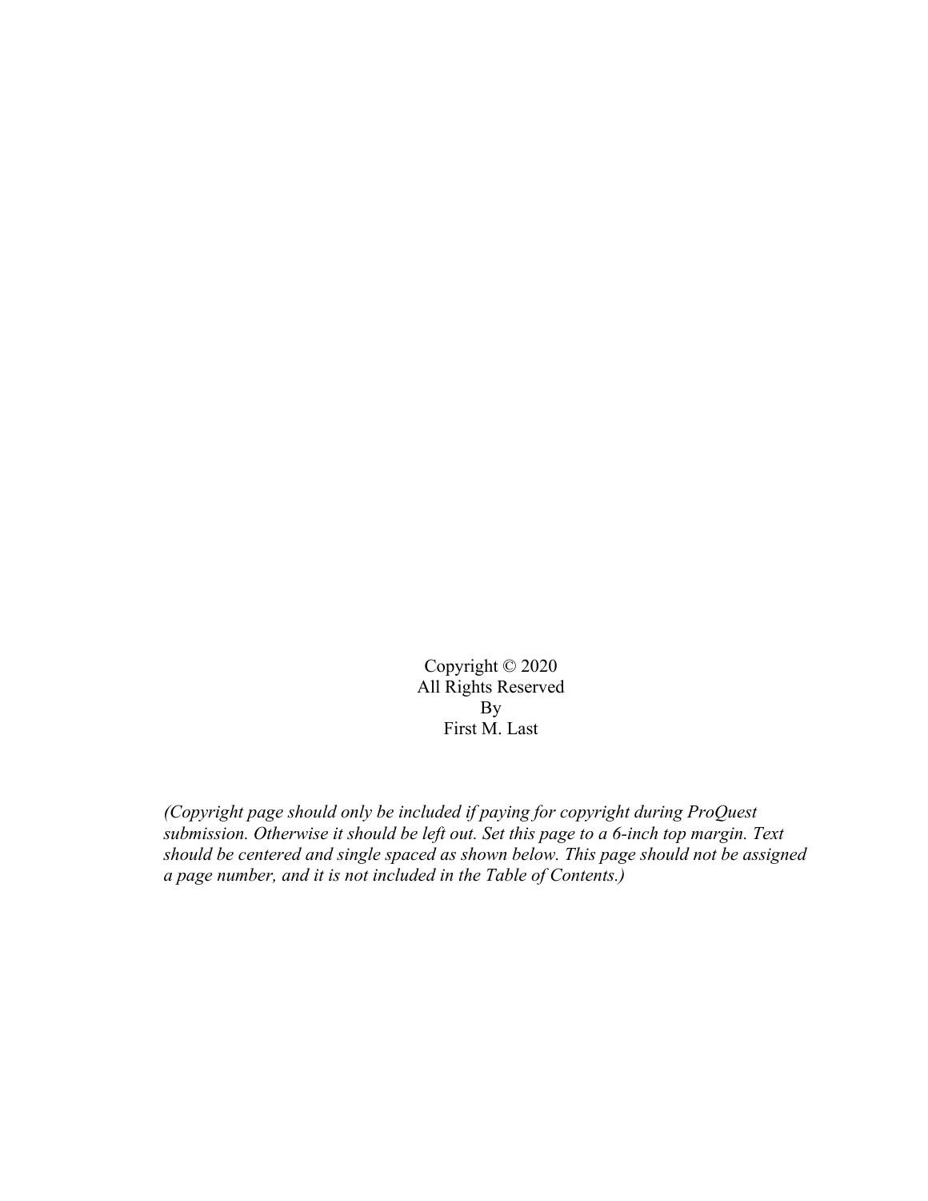Copyright © 2020
All Rights Reserved
By
First M. Last

*(Copyright page should only be included if paying for copyright during ProQuest submission. Otherwise it should be left out. Set this page to a 6-inch top margin. Text should be centered and single spaced as shown below. This page should not be assigned a page number, and it is not included in the Table of Contents.)*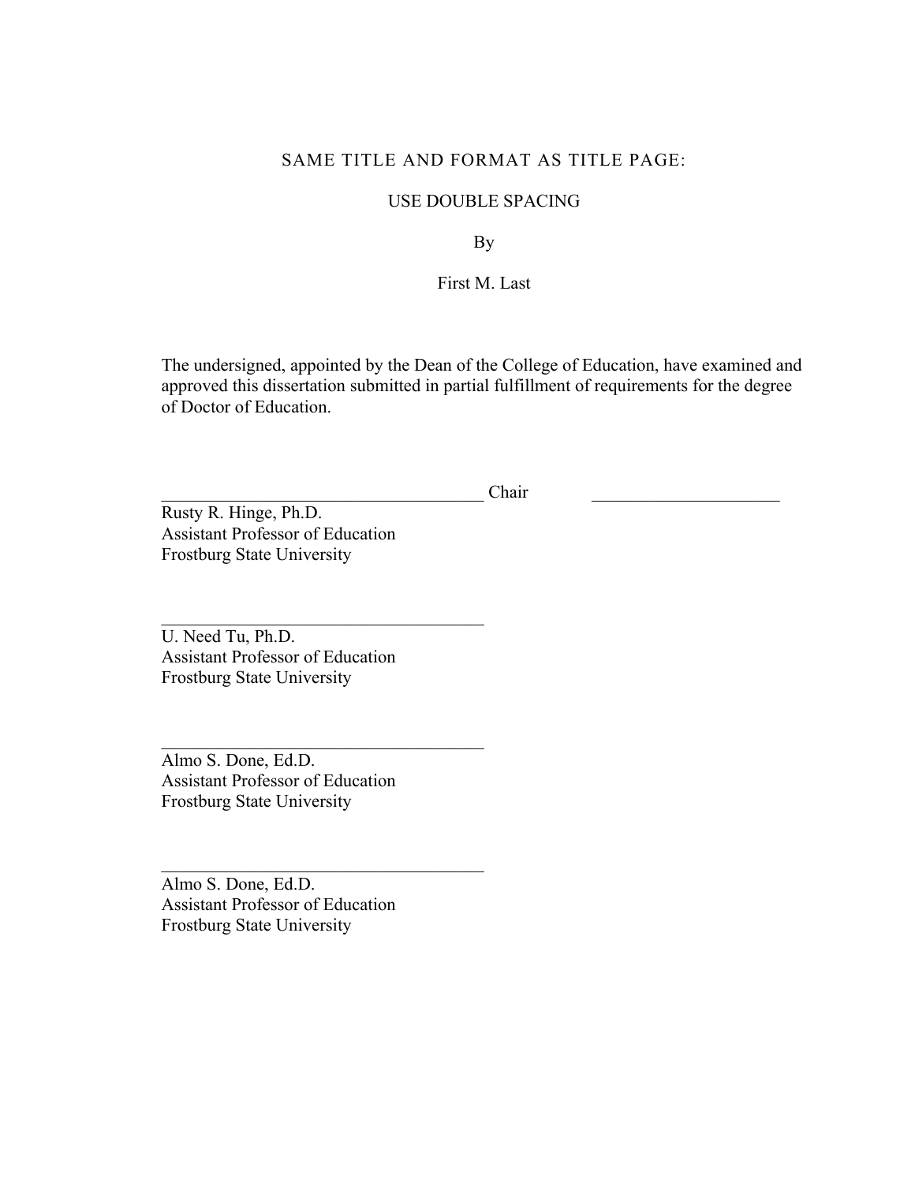SAME TITLE AND FORMAT AS TITLE PAGE:

USE DOUBLE SPACING

By

First M. Last

The undersigned, appointed by the Dean of the College of Education, have examined and approved this dissertation submitted in partial fulfillment of requirements for the degree of Doctor of Education.

_____________________________________ Chair _____________________
Rusty R. Hinge, Ph.D.
Assistant Professor of Education
Frostburg State University

_____________________________________
U. Need Tu, Ph.D.
Assistant Professor of Education
Frostburg State University

_____________________________________
Almo S. Done, Ed.D.
Assistant Professor of Education
Frostburg State University

_____________________________________
Almo S. Done, Ed.D.
Assistant Professor of Education
Frostburg State University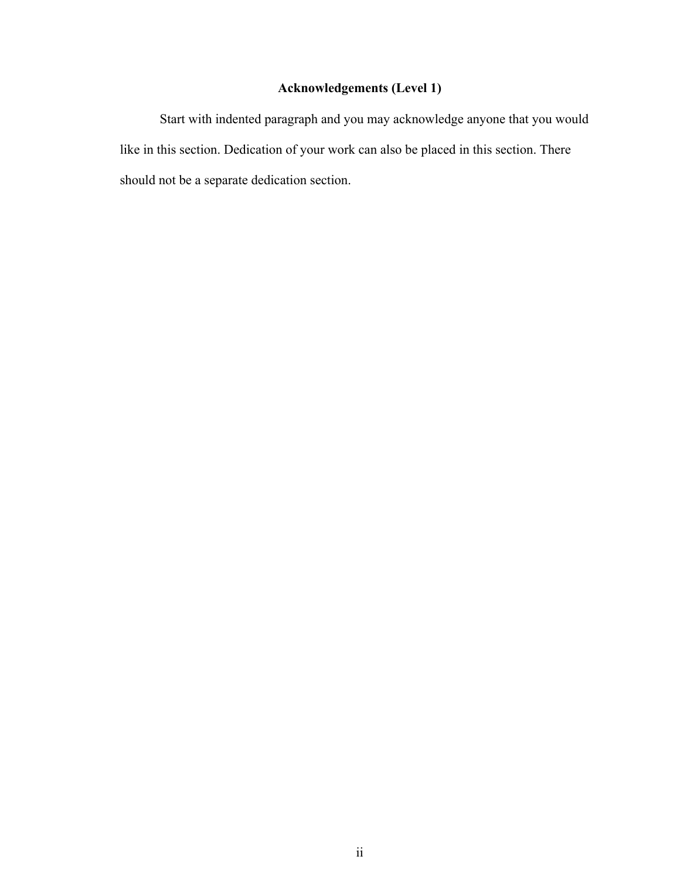# Acknowledgements (Level 1)

Start with indented paragraph and you may acknowledge anyone that you would like in this section. Dedication of your work can also be placed in this section. There should not be a separate dedication section.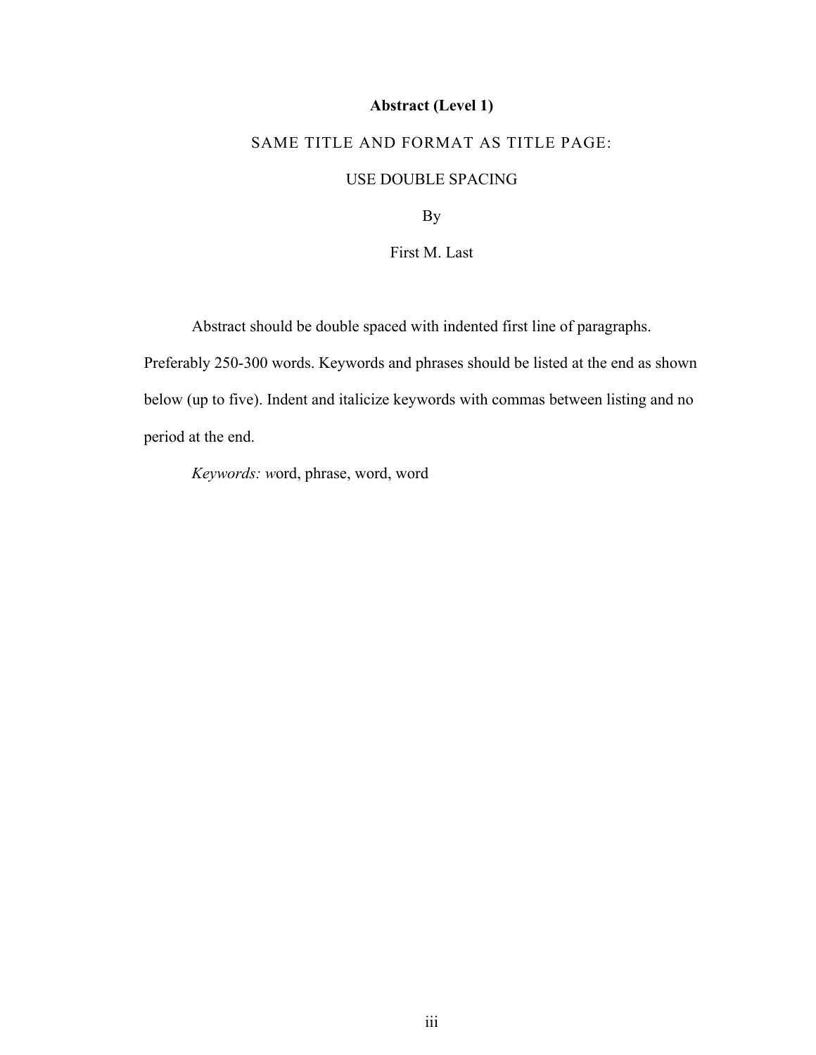# Abstract (Level 1)

SAME TITLE AND FORMAT AS TITLE PAGE:

USE DOUBLE SPACING

By

First M. Last

Abstract should be double spaced with indented first line of paragraphs. Preferably 250-300 words. Keywords and phrases should be listed at the end as shown below (up to five). Indent and italicize keywords with commas between listing and no period at the end.

*Keywords: w*ord, phrase, word, word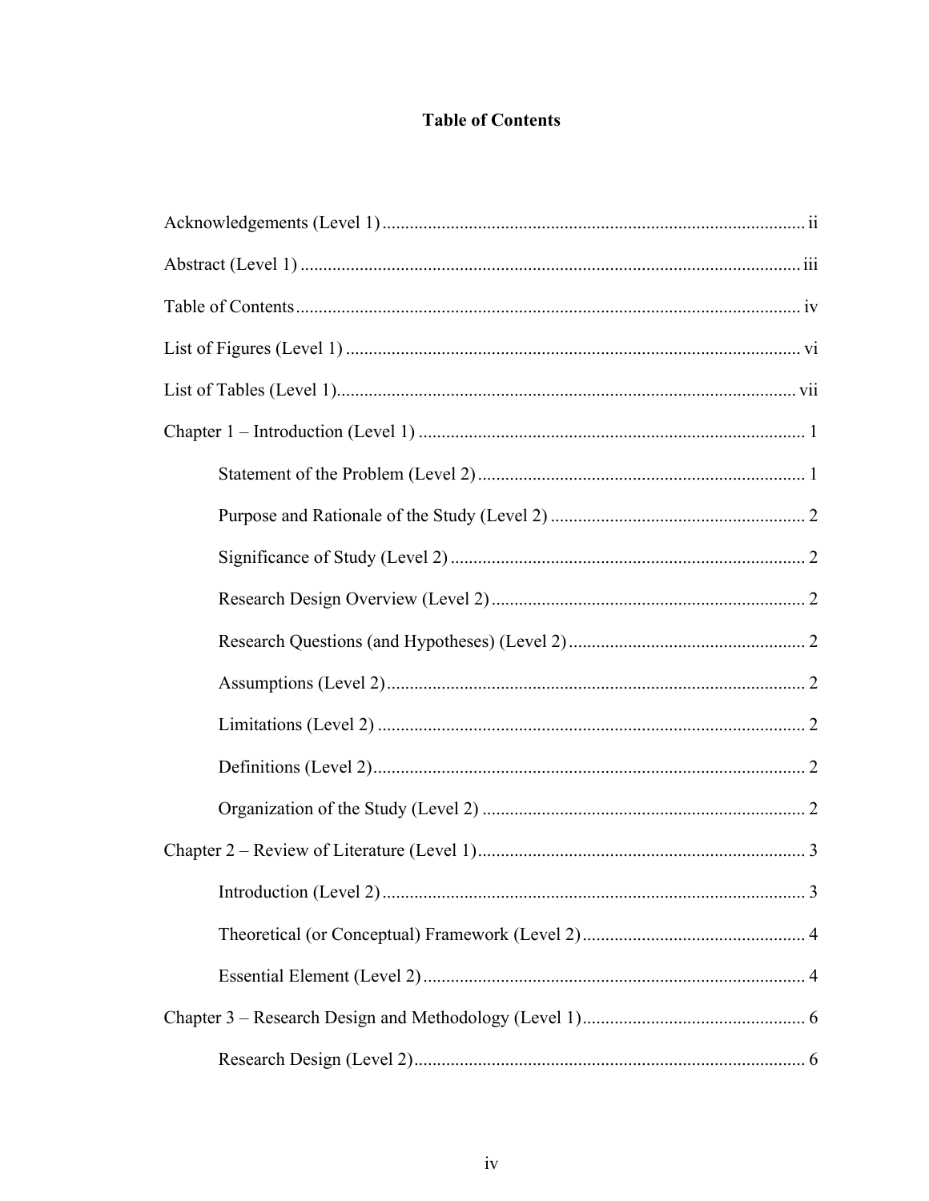# Table of Contents

Acknowledgements (Level 1) ........................................................................................ ii

Abstract (Level 1) ......................................................................................................... iii

Table of Contents.......................................................................................................... iv

List of Figures (Level 1) ............................................................................................... vi

List of Tables (Level 1).................................................................................................. vii

Chapter 1 – Introduction (Level 1) ................................................................................. 1

- Statement of the Problem (Level 2) ........................................................................ 1
- Purpose and Rationale of the Study (Level 2) ........................................................ 2
- Significance of Study (Level 2) ............................................................................... 2
- Research Design Overview (Level 2) ...................................................................... 2
- Research Questions (and Hypotheses) (Level 2) .................................................... 2
- Assumptions (Level 2) ............................................................................................ 2
- Limitations (Level 2) .............................................................................................. 2
- Definitions (Level 2) ............................................................................................... 2
- Organization of the Study (Level 2) ....................................................................... 2

Chapter 2 – Review of Literature (Level 1) ..................................................................... 3

- Introduction (Level 2) ............................................................................................. 3
- Theoretical (or Conceptual) Framework (Level 2) ................................................. 4
- Essential Element (Level 2) .................................................................................... 4

Chapter 3 – Research Design and Methodology (Level 1) ................................................ 6

- Research Design (Level 2) ...................................................................................... 6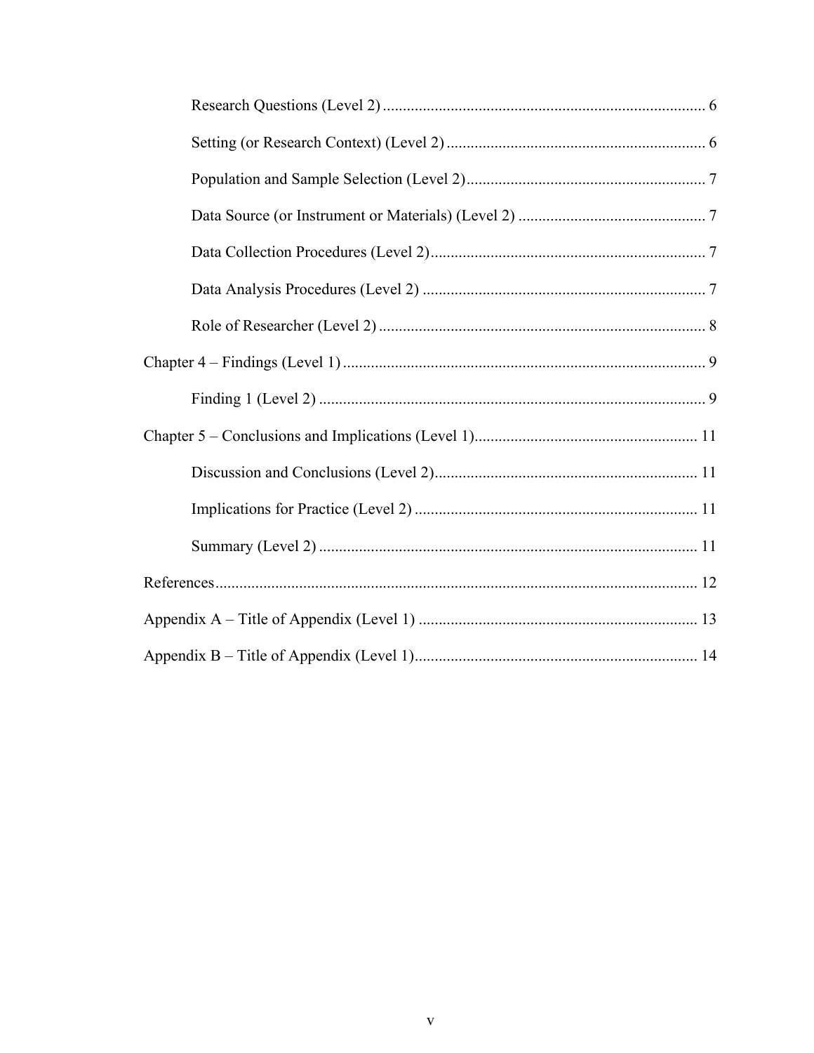Research Questions (Level 2) ................................................................................ 6

Setting (or Research Context) (Level 2) ................................................................ 6

Population and Sample Selection (Level 2)........................................................... 7

Data Source (or Instrument or Materials) (Level 2) .............................................. 7

Data Collection Procedures (Level 2).................................................................... 7

Data Analysis Procedures (Level 2) ...................................................................... 7

Role of Researcher (Level 2) ................................................................................. 8

Chapter 4 – Findings (Level 1) .......................................................................................... 9

Finding 1 (Level 2) ................................................................................................ 9

Chapter 5 – Conclusions and Implications (Level 1)....................................................... 11

Discussion and Conclusions (Level 2)................................................................. 11

Implications for Practice (Level 2) ...................................................................... 11

Summary (Level 2) .............................................................................................. 11

References........................................................................................................................ 12

Appendix A – Title of Appendix (Level 1) ..................................................................... 13

Appendix B – Title of Appendix (Level 1)...................................................................... 14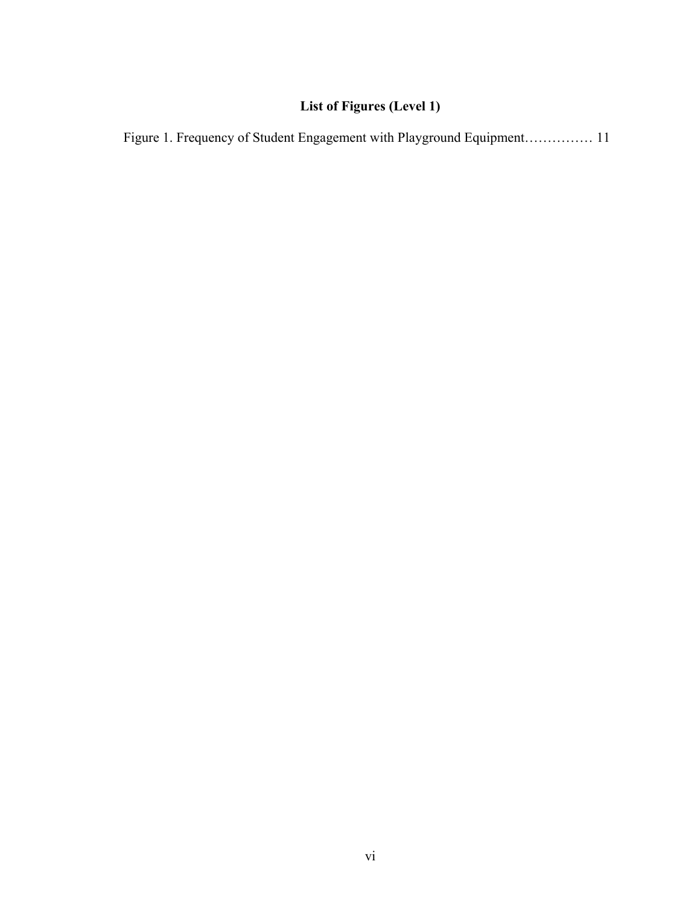# List of Figures (Level 1)

Figure 1. Frequency of Student Engagement with Playground Equipment…………… 11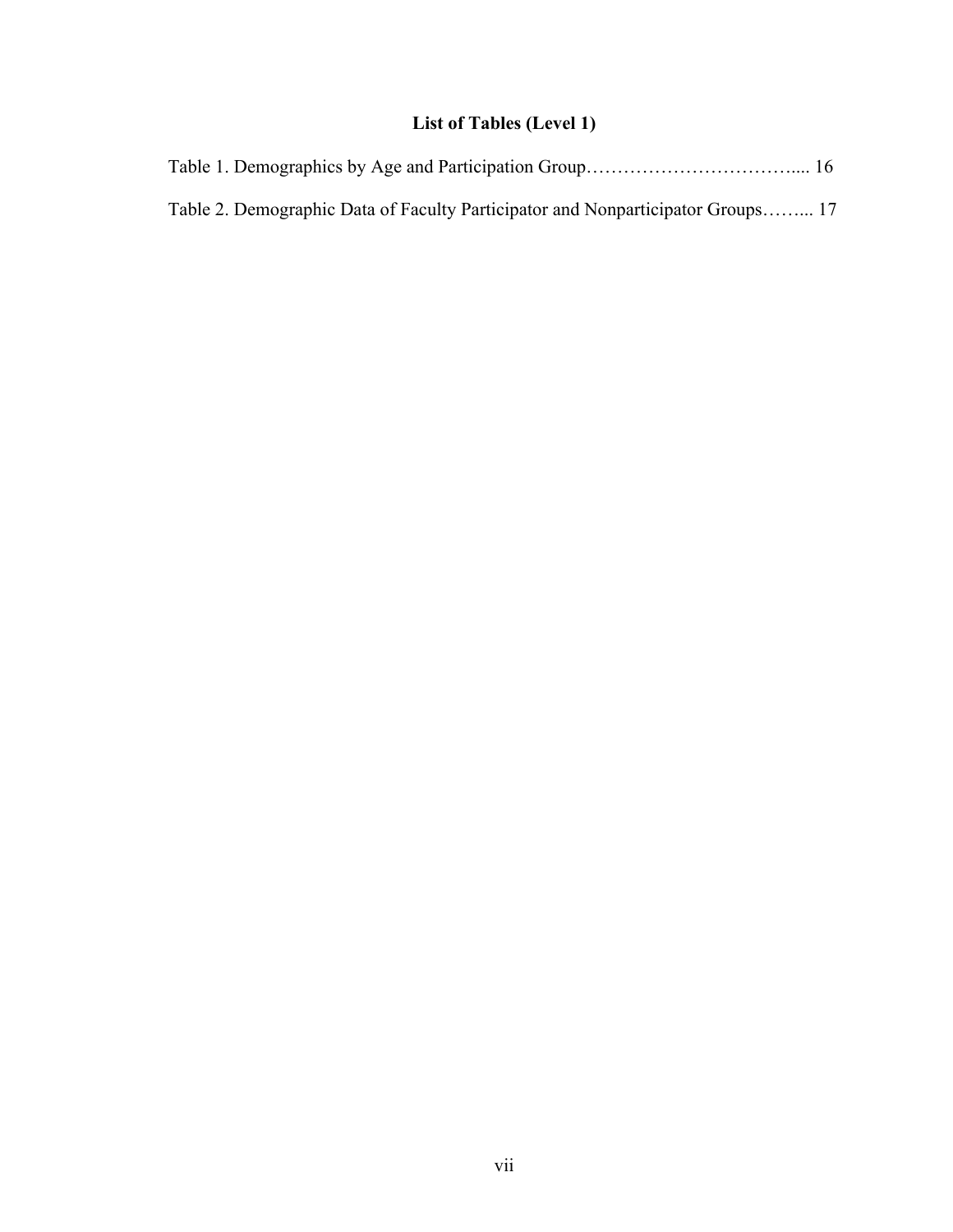# List of Tables (Level 1)

Table 1. Demographics by Age and Participation Group……………………………..... 16

Table 2. Demographic Data of Faculty Participator and Nonparticipator Groups……... 17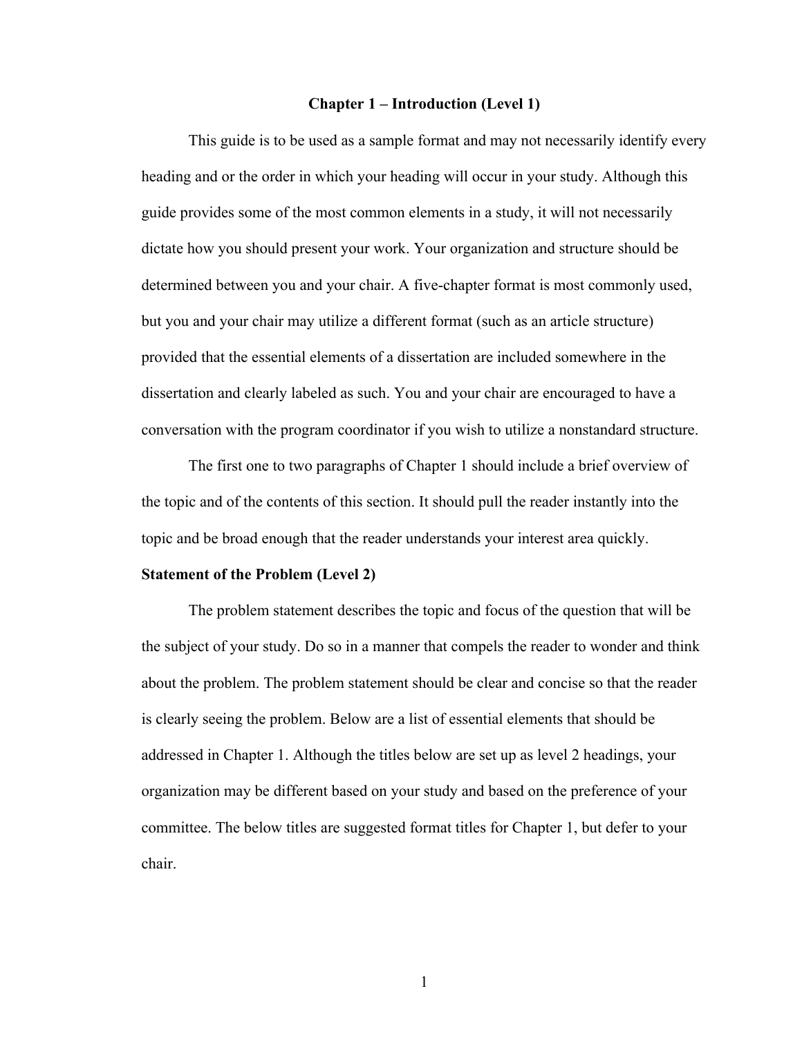# Chapter 1 – Introduction (Level 1)

This guide is to be used as a sample format and may not necessarily identify every heading and or the order in which your heading will occur in your study. Although this guide provides some of the most common elements in a study, it will not necessarily dictate how you should present your work. Your organization and structure should be determined between you and your chair. A five-chapter format is most commonly used, but you and your chair may utilize a different format (such as an article structure) provided that the essential elements of a dissertation are included somewhere in the dissertation and clearly labeled as such. You and your chair are encouraged to have a conversation with the program coordinator if you wish to utilize a nonstandard structure.

The first one to two paragraphs of Chapter 1 should include a brief overview of the topic and of the contents of this section. It should pull the reader instantly into the topic and be broad enough that the reader understands your interest area quickly.

## Statement of the Problem (Level 2)

The problem statement describes the topic and focus of the question that will be the subject of your study. Do so in a manner that compels the reader to wonder and think about the problem. The problem statement should be clear and concise so that the reader is clearly seeing the problem. Below are a list of essential elements that should be addressed in Chapter 1. Although the titles below are set up as level 2 headings, your organization may be different based on your study and based on the preference of your committee. The below titles are suggested format titles for Chapter 1, but defer to your chair.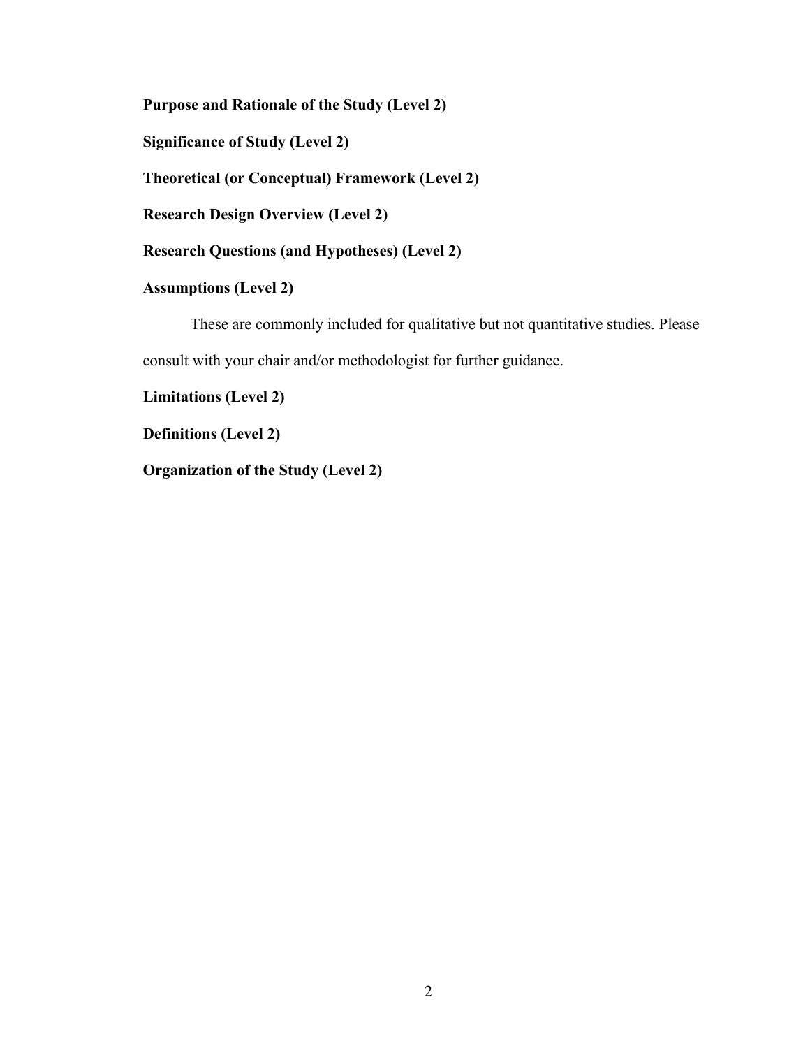## Purpose and Rationale of the Study (Level 2)

## Significance of Study (Level 2)

## Theoretical (or Conceptual) Framework (Level 2)

## Research Design Overview (Level 2)

## Research Questions (and Hypotheses) (Level 2)

## Assumptions (Level 2)

These are commonly included for qualitative but not quantitative studies. Please consult with your chair and/or methodologist for further guidance.

## Limitations (Level 2)

## Definitions (Level 2)

## Organization of the Study (Level 2)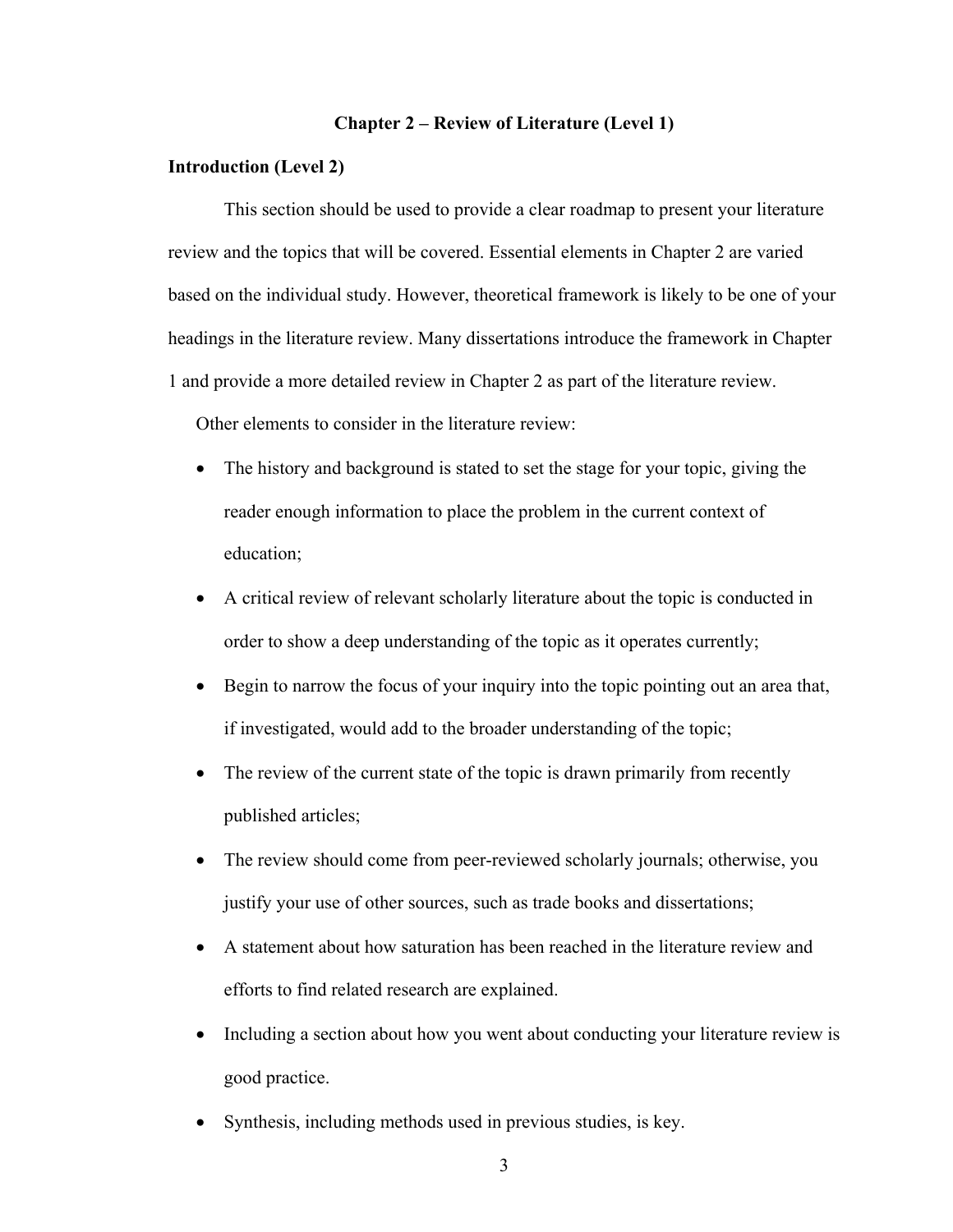# Chapter 2 – Review of Literature (Level 1)

## Introduction (Level 2)

This section should be used to provide a clear roadmap to present your literature review and the topics that will be covered. Essential elements in Chapter 2 are varied based on the individual study. However, theoretical framework is likely to be one of your headings in the literature review. Many dissertations introduce the framework in Chapter 1 and provide a more detailed review in Chapter 2 as part of the literature review.

Other elements to consider in the literature review:

- The history and background is stated to set the stage for your topic, giving the reader enough information to place the problem in the current context of education;
- A critical review of relevant scholarly literature about the topic is conducted in order to show a deep understanding of the topic as it operates currently;
- Begin to narrow the focus of your inquiry into the topic pointing out an area that, if investigated, would add to the broader understanding of the topic;
- The review of the current state of the topic is drawn primarily from recently published articles;
- The review should come from peer-reviewed scholarly journals; otherwise, you justify your use of other sources, such as trade books and dissertations;
- A statement about how saturation has been reached in the literature review and efforts to find related research are explained.
- Including a section about how you went about conducting your literature review is good practice.
- Synthesis, including methods used in previous studies, is key.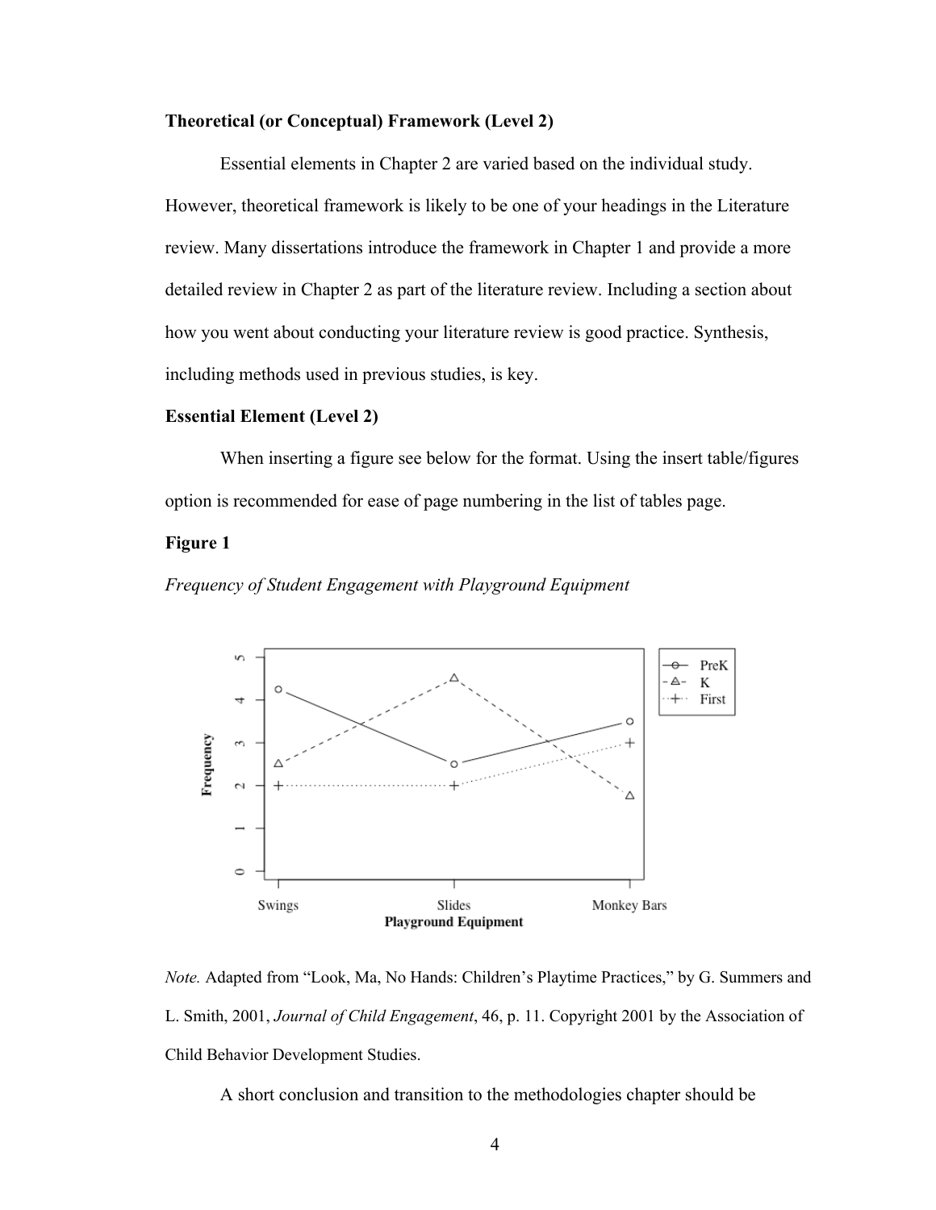### Theoretical (or Conceptual) Framework (Level 2)

Essential elements in Chapter 2 are varied based on the individual study. However, theoretical framework is likely to be one of your headings in the Literature review. Many dissertations introduce the framework in Chapter 1 and provide a more detailed review in Chapter 2 as part of the literature review. Including a section about how you went about conducting your literature review is good practice. Synthesis, including methods used in previous studies, is key.

### Essential Element (Level 2)

When inserting a figure see below for the format. Using the insert table/figures option is recommended for ease of page numbering in the list of tables page.

**Figure 1**

*Frequency of Student Engagement with Playground Equipment*

*Note.* Adapted from "Look, Ma, No Hands: Children's Playtime Practices," by G. Summers and L. Smith, 2001, *Journal of Child Engagement*, 46, p. 11. Copyright 2001 by the Association of Child Behavior Development Studies.

A short conclusion and transition to the methodologies chapter should be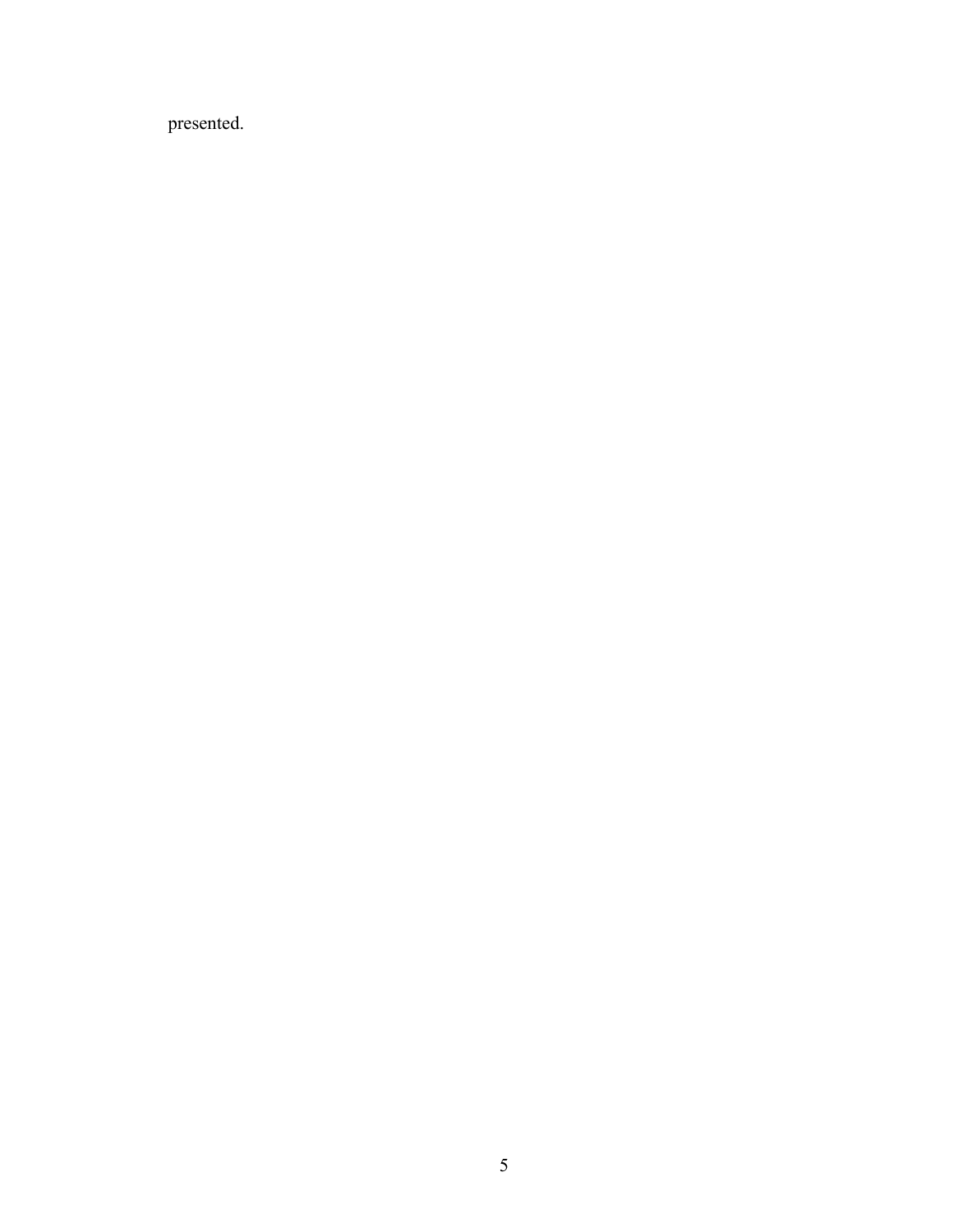presented.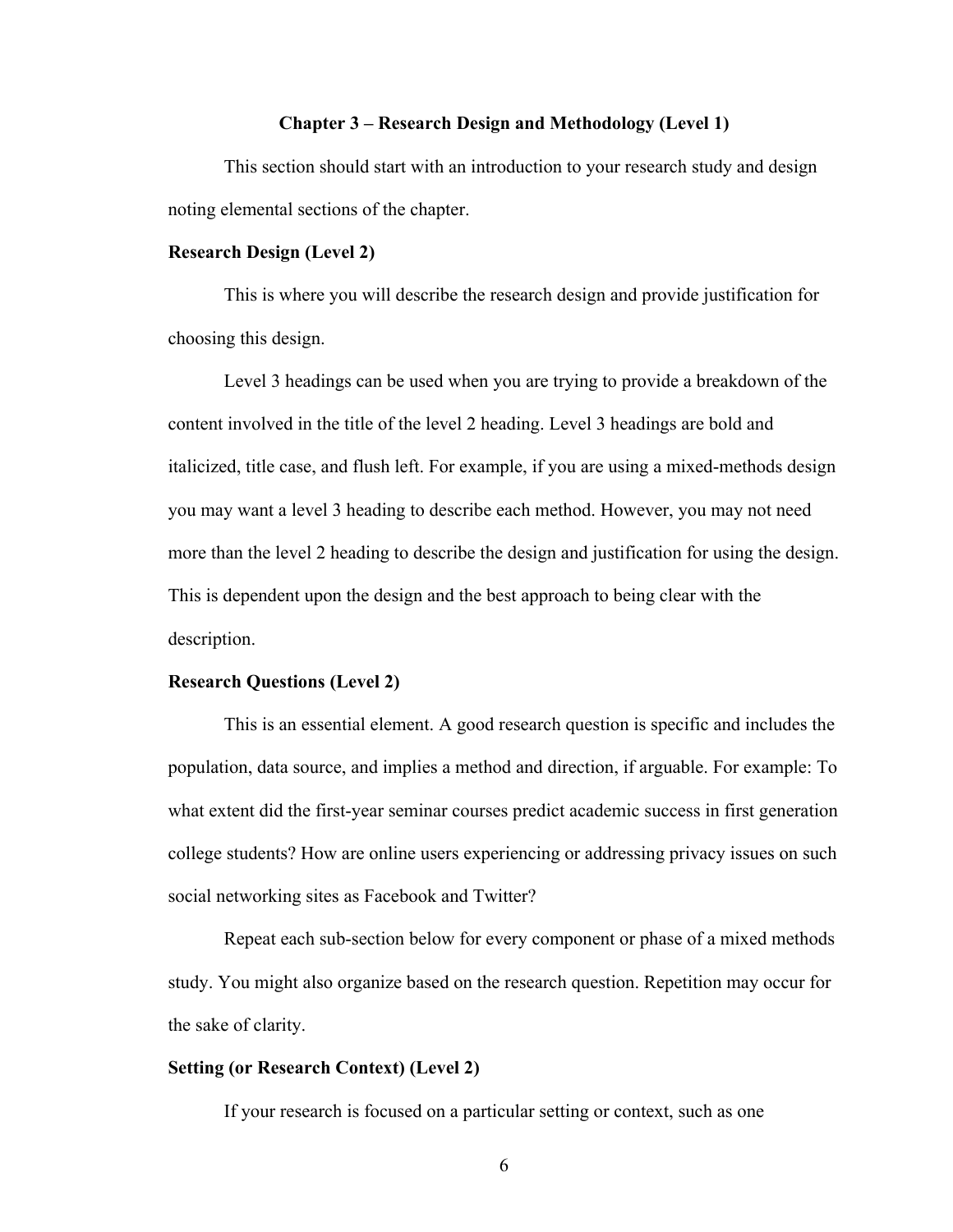# Chapter 3 – Research Design and Methodology (Level 1)

This section should start with an introduction to your research study and design noting elemental sections of the chapter.

## Research Design (Level 2)

This is where you will describe the research design and provide justification for choosing this design.

Level 3 headings can be used when you are trying to provide a breakdown of the content involved in the title of the level 2 heading. Level 3 headings are bold and italicized, title case, and flush left. For example, if you are using a mixed-methods design you may want a level 3 heading to describe each method. However, you may not need more than the level 2 heading to describe the design and justification for using the design. This is dependent upon the design and the best approach to being clear with the description.

## Research Questions (Level 2)

This is an essential element. A good research question is specific and includes the population, data source, and implies a method and direction, if arguable. For example: To what extent did the first-year seminar courses predict academic success in first generation college students? How are online users experiencing or addressing privacy issues on such social networking sites as Facebook and Twitter?

Repeat each sub-section below for every component or phase of a mixed methods study. You might also organize based on the research question. Repetition may occur for the sake of clarity.

## Setting (or Research Context) (Level 2)

If your research is focused on a particular setting or context, such as one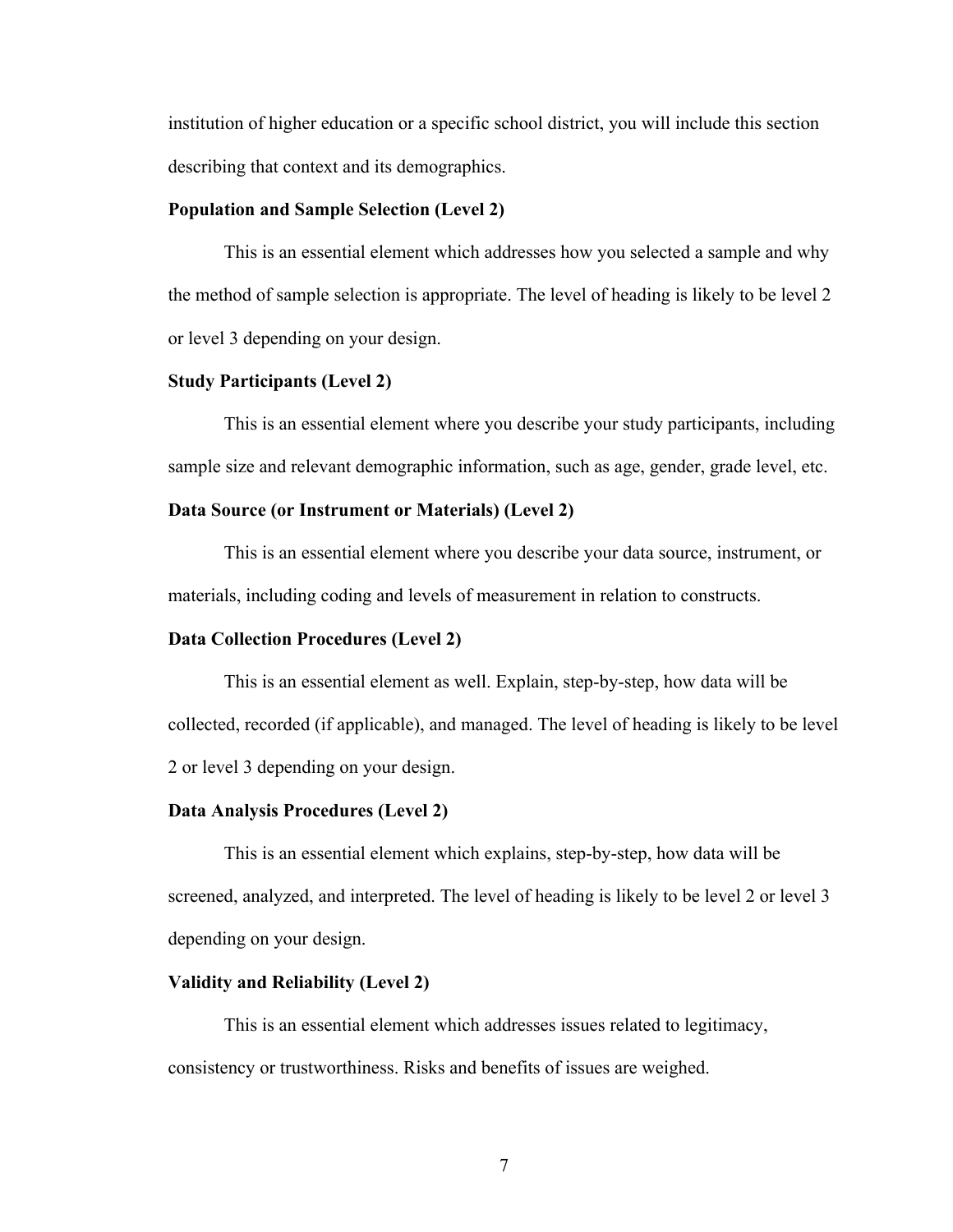institution of higher education or a specific school district, you will include this section describing that context and its demographics.

## Population and Sample Selection (Level 2)

This is an essential element which addresses how you selected a sample and why the method of sample selection is appropriate. The level of heading is likely to be level 2 or level 3 depending on your design.

## Study Participants (Level 2)

This is an essential element where you describe your study participants, including sample size and relevant demographic information, such as age, gender, grade level, etc.

## Data Source (or Instrument or Materials) (Level 2)

This is an essential element where you describe your data source, instrument, or materials, including coding and levels of measurement in relation to constructs.

## Data Collection Procedures (Level 2)

This is an essential element as well. Explain, step-by-step, how data will be collected, recorded (if applicable), and managed. The level of heading is likely to be level 2 or level 3 depending on your design.

## Data Analysis Procedures (Level 2)

This is an essential element which explains, step-by-step, how data will be screened, analyzed, and interpreted. The level of heading is likely to be level 2 or level 3 depending on your design.

## Validity and Reliability (Level 2)

This is an essential element which addresses issues related to legitimacy, consistency or trustworthiness. Risks and benefits of issues are weighed.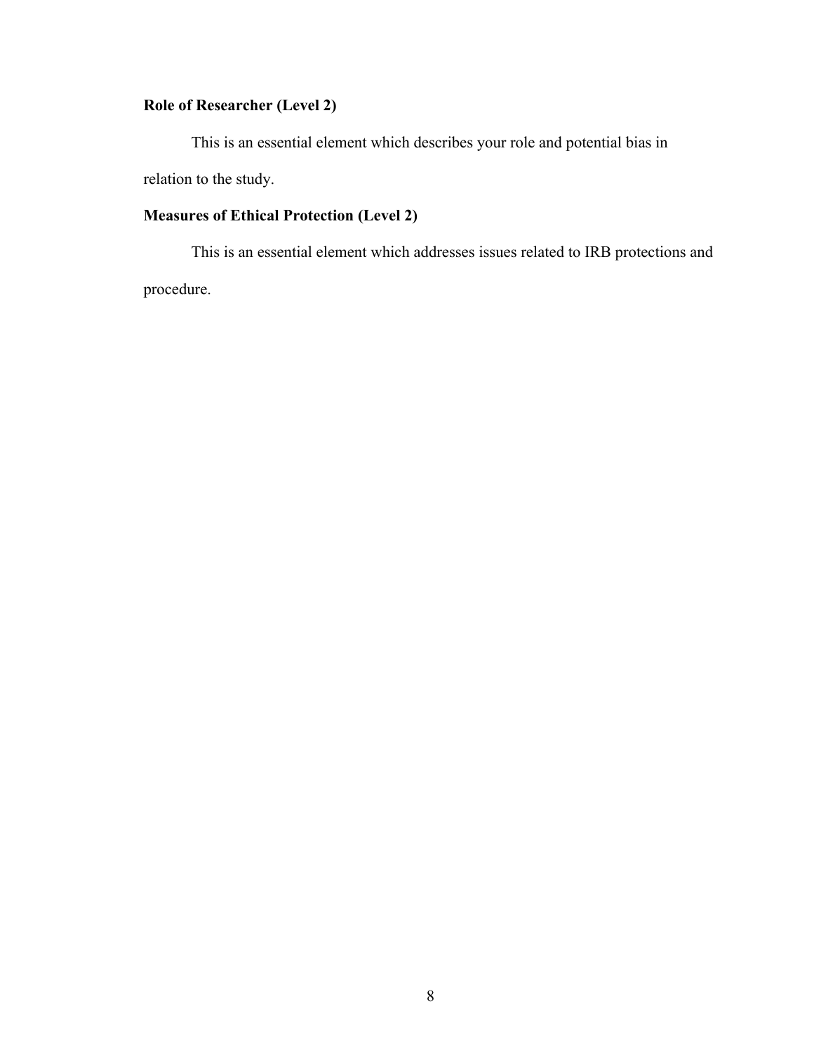## Role of Researcher (Level 2)

This is an essential element which describes your role and potential bias in relation to the study.

## Measures of Ethical Protection (Level 2)

This is an essential element which addresses issues related to IRB protections and procedure.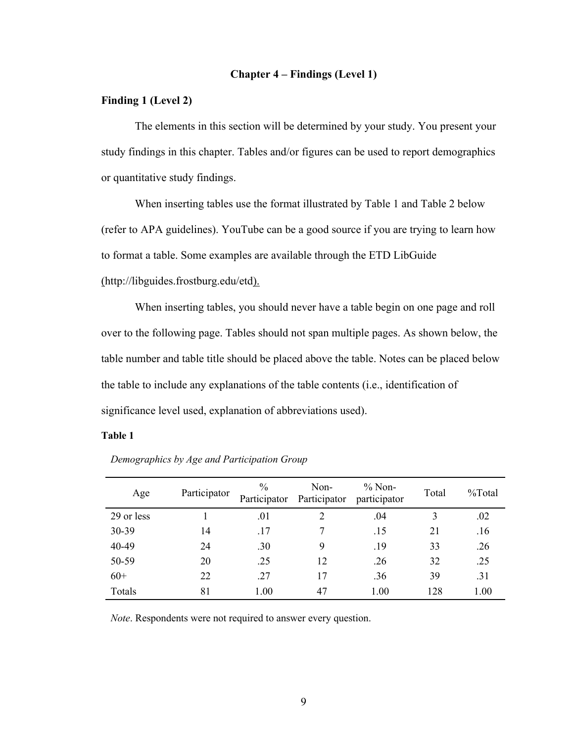# Chapter 4 – Findings (Level 1)

## Finding 1 (Level 2)

The elements in this section will be determined by your study. You present your study findings in this chapter. Tables and/or figures can be used to report demographics or quantitative study findings.

When inserting tables use the format illustrated by Table 1 and Table 2 below (refer to APA guidelines). YouTube can be a good source if you are trying to learn how to format a table. Some examples are available through the ETD LibGuide (http://libguides.frostburg.edu/etd).

When inserting tables, you should never have a table begin on one page and roll over to the following page. Tables should not span multiple pages. As shown below, the table number and table title should be placed above the table. Notes can be placed below the table to include any explanations of the table contents (i.e., identification of significance level used, explanation of abbreviations used).

**Table 1**

*Demographics by Age and Participation Group*

| Age | Participator | % Participator | Non-Participator | % Non-participator | Total | %Total |
|---|---|---|---|---|---|---|
| 29 or less | 1 | .01 | 2 | .04 | 3 | .02 |
| 30-39 | 14 | .17 | 7 | .15 | 21 | .16 |
| 40-49 | 24 | .30 | 9 | .19 | 33 | .26 |
| 50-59 | 20 | .25 | 12 | .26 | 32 | .25 |
| 60+ | 22 | .27 | 17 | .36 | 39 | .31 |
| Totals | 81 | 1.00 | 47 | 1.00 | 128 | 1.00 |

*Note*. Respondents were not required to answer every question.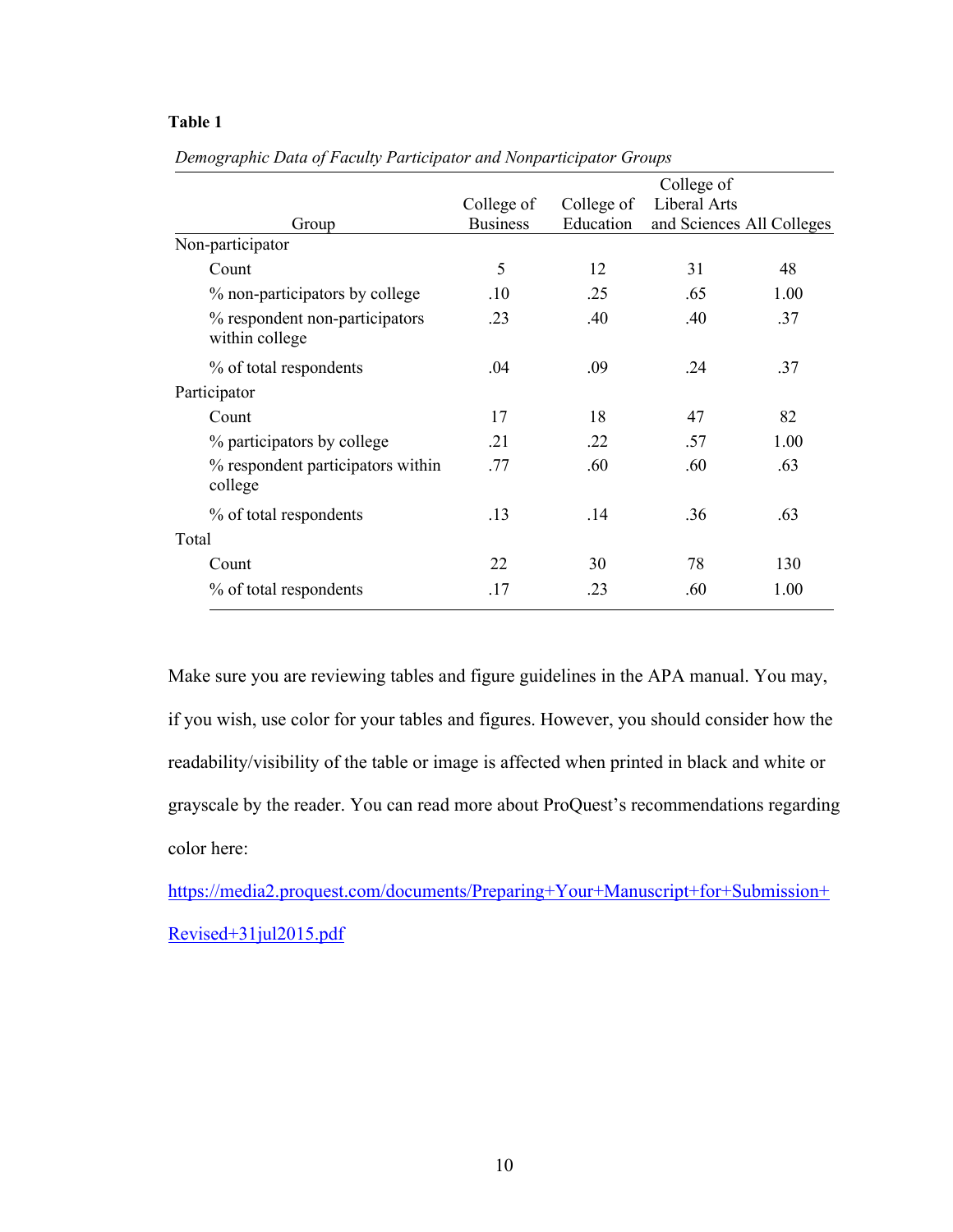**Table 1**

*Demographic Data of Faculty Participator and Nonparticipator Groups*

| Group | College of Business | College of Education | College of Liberal Arts and Sciences | All Colleges |
|---|---|---|---|---|
| Non-participator | | | | |
| Count | 5 | 12 | 31 | 48 |
| % non-participators by college | .10 | .25 | .65 | 1.00 |
| % respondent non-participators within college | .23 | .40 | .40 | .37 |
| % of total respondents | .04 | .09 | .24 | .37 |
| Participator | | | | |
| Count | 17 | 18 | 47 | 82 |
| % participators by college | .21 | .22 | .57 | 1.00 |
| % respondent participators within college | .77 | .60 | .60 | .63 |
| % of total respondents | .13 | .14 | .36 | .63 |
| Total | | | | |
| Count | 22 | 30 | 78 | 130 |
| % of total respondents | .17 | .23 | .60 | 1.00 |

Make sure you are reviewing tables and figure guidelines in the APA manual. You may, if you wish, use color for your tables and figures. However, you should consider how the readability/visibility of the table or image is affected when printed in black and white or grayscale by the reader. You can read more about ProQuest's recommendations regarding color here:

https://media2.proquest.com/documents/Preparing+Your+Manuscript+for+Submission+Revised+31jul2015.pdf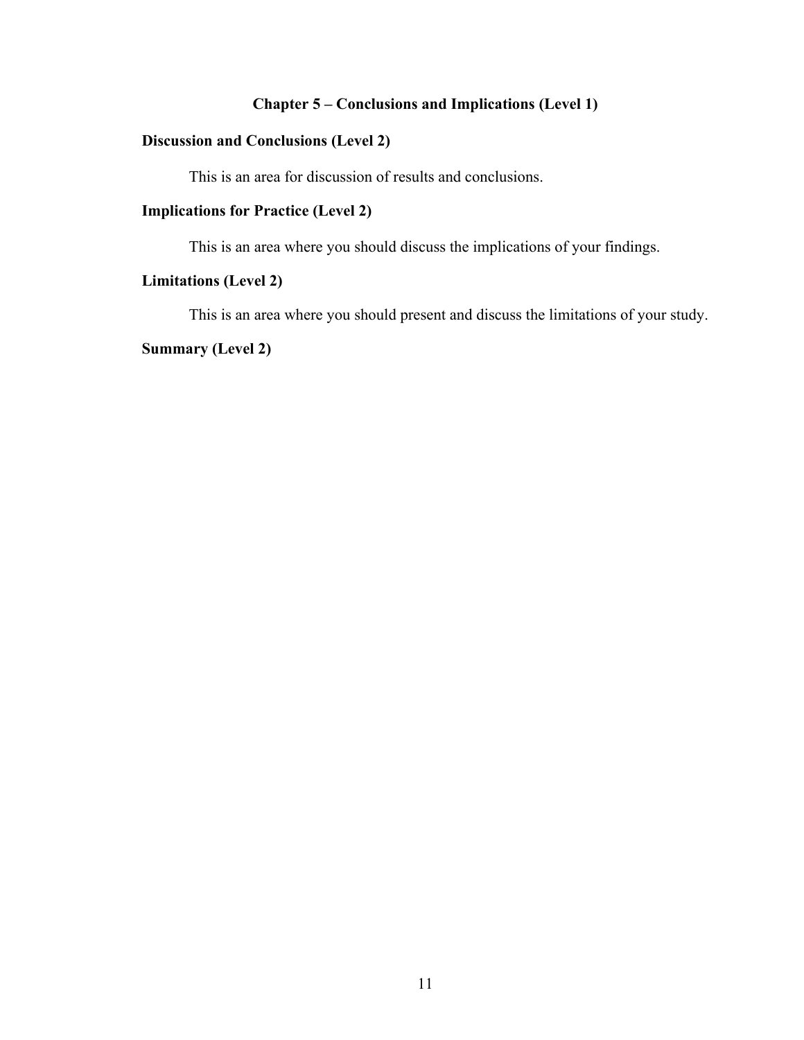# Chapter 5 – Conclusions and Implications (Level 1)

## Discussion and Conclusions (Level 2)

This is an area for discussion of results and conclusions.

## Implications for Practice (Level 2)

This is an area where you should discuss the implications of your findings.

## Limitations (Level 2)

This is an area where you should present and discuss the limitations of your study.

## Summary (Level 2)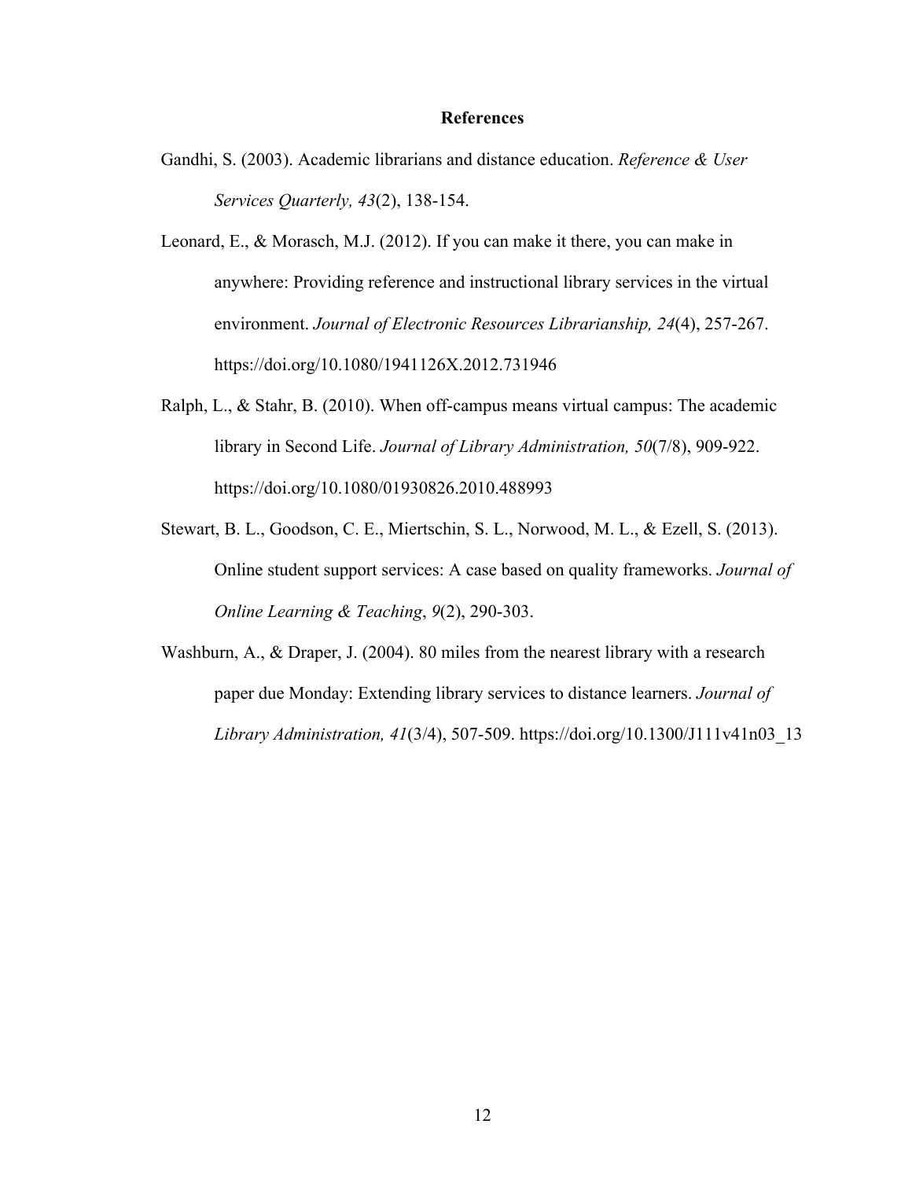# References

Gandhi, S. (2003). Academic librarians and distance education. *Reference & User Services Quarterly, 43*(2), 138-154.

Leonard, E., & Morasch, M.J. (2012). If you can make it there, you can make in anywhere: Providing reference and instructional library services in the virtual environment. *Journal of Electronic Resources Librarianship, 24*(4), 257-267. https://doi.org/10.1080/1941126X.2012.731946

Ralph, L., & Stahr, B. (2010). When off-campus means virtual campus: The academic library in Second Life. *Journal of Library Administration, 50*(7/8), 909-922. https://doi.org/10.1080/01930826.2010.488993

Stewart, B. L., Goodson, C. E., Miertschin, S. L., Norwood, M. L., & Ezell, S. (2013). Online student support services: A case based on quality frameworks. *Journal of Online Learning & Teaching*, *9*(2), 290-303.

Washburn, A., & Draper, J. (2004). 80 miles from the nearest library with a research paper due Monday: Extending library services to distance learners. *Journal of Library Administration, 41*(3/4), 507-509. https://doi.org/10.1300/J111v41n03_13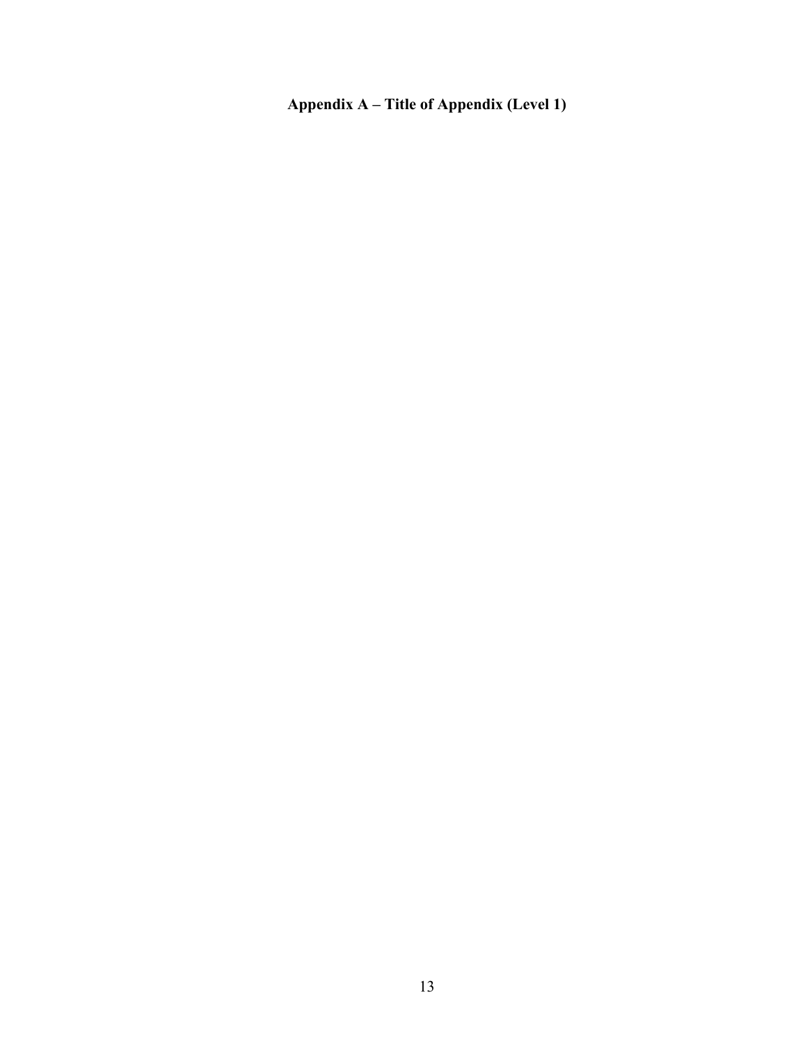# Appendix A – Title of Appendix (Level 1)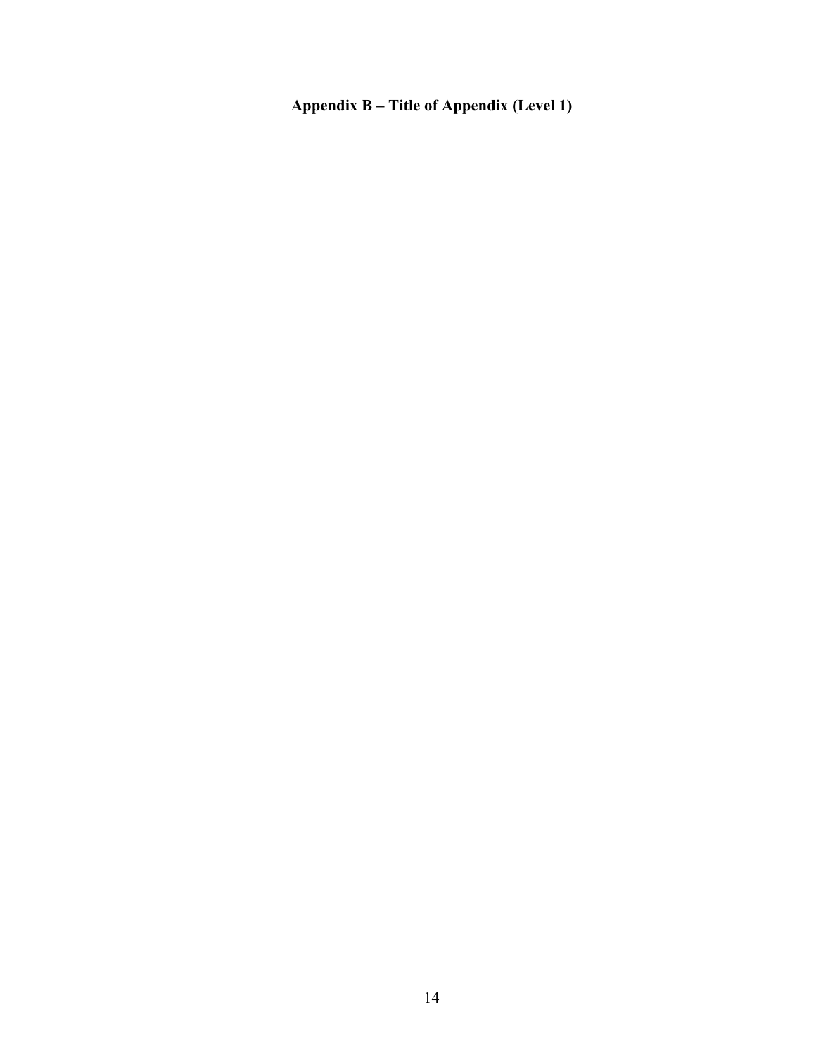# Appendix B – Title of Appendix (Level 1)